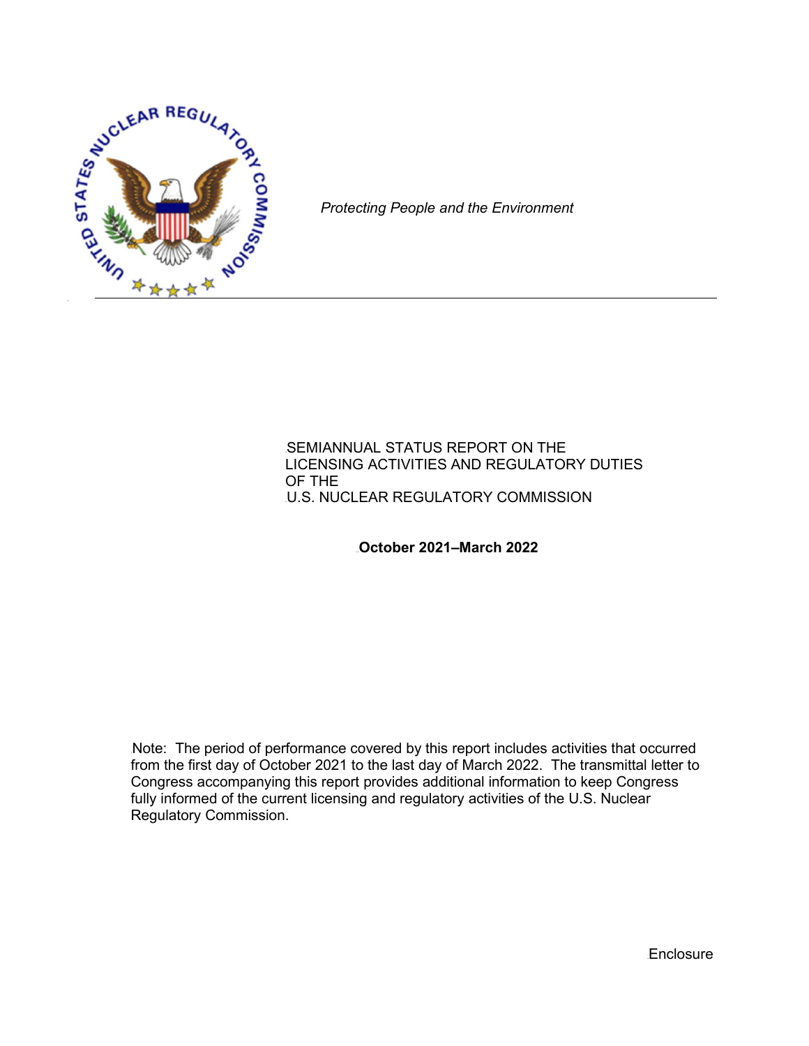*Protecting People and the Environment*

# SEMIANNUAL STATUS REPORT ON THE LICENSING ACTIVITIES AND REGULATORY DUTIES OF THE U.S. NUCLEAR REGULATORY COMMISSION

**October 2021–March 2022**

Note: The period of performance covered by this report includes activities that occurred from the first day of October 2021 to the last day of March 2022. The transmittal letter to Congress accompanying this report provides additional information to keep Congress fully informed of the current licensing and regulatory activities of the U.S. Nuclear Regulatory Commission.

Enclosure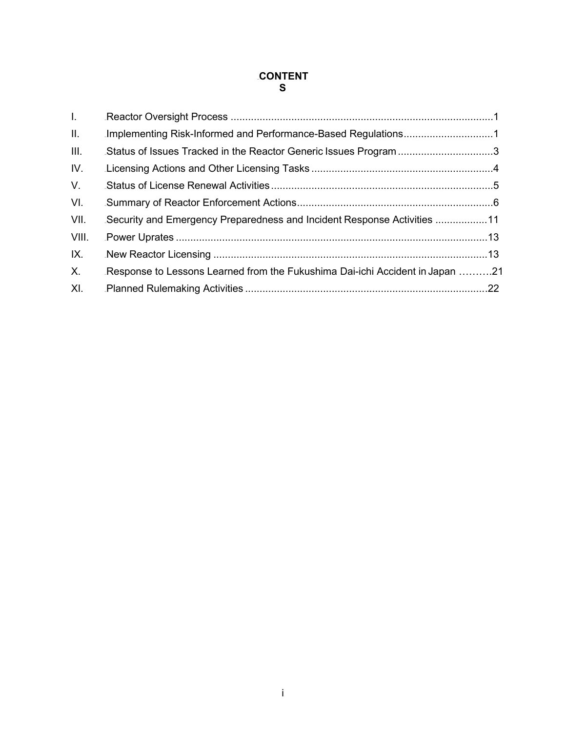# CONTENTS

| | | |
|---|---|---|
| I. | Reactor Oversight Process | 1 |
| II. | Implementing Risk-Informed and Performance-Based Regulations | 1 |
| III. | Status of Issues Tracked in the Reactor Generic Issues Program | 3 |
| IV. | Licensing Actions and Other Licensing Tasks | 4 |
| V. | Status of License Renewal Activities | 5 |
| VI. | Summary of Reactor Enforcement Actions | 6 |
| VII. | Security and Emergency Preparedness and Incident Response Activities | 11 |
| VIII. | Power Uprates | 13 |
| IX. | New Reactor Licensing | 13 |
| X. | Response to Lessons Learned from the Fukushima Dai-ichi Accident in Japan | 21 |
| XI. | Planned Rulemaking Activities | 22 |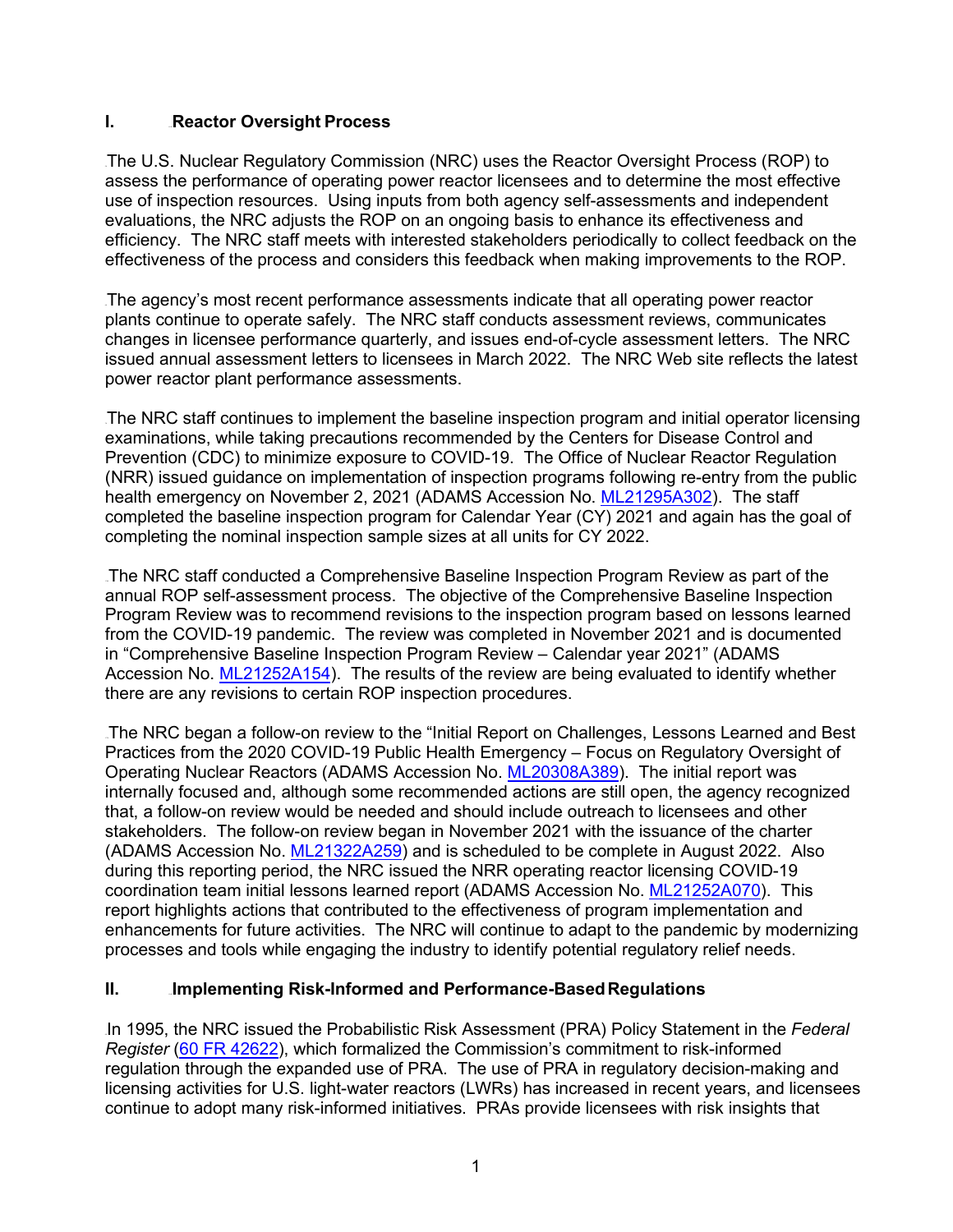## I. Reactor Oversight Process

The U.S. Nuclear Regulatory Commission (NRC) uses the Reactor Oversight Process (ROP) to assess the performance of operating power reactor licensees and to determine the most effective use of inspection resources. Using inputs from both agency self-assessments and independent evaluations, the NRC adjusts the ROP on an ongoing basis to enhance its effectiveness and efficiency. The NRC staff meets with interested stakeholders periodically to collect feedback on the effectiveness of the process and considers this feedback when making improvements to the ROP.

The agency's most recent performance assessments indicate that all operating power reactor plants continue to operate safely. The NRC staff conducts assessment reviews, communicates changes in licensee performance quarterly, and issues end-of-cycle assessment letters. The NRC issued annual assessment letters to licensees in March 2022. The NRC Web site reflects the latest power reactor plant performance assessments.

The NRC staff continues to implement the baseline inspection program and initial operator licensing examinations, while taking precautions recommended by the Centers for Disease Control and Prevention (CDC) to minimize exposure to COVID-19. The Office of Nuclear Reactor Regulation (NRR) issued guidance on implementation of inspection programs following re-entry from the public health emergency on November 2, 2021 (ADAMS Accession No. ML21295A302). The staff completed the baseline inspection program for Calendar Year (CY) 2021 and again has the goal of completing the nominal inspection sample sizes at all units for CY 2022.

The NRC staff conducted a Comprehensive Baseline Inspection Program Review as part of the annual ROP self-assessment process. The objective of the Comprehensive Baseline Inspection Program Review was to recommend revisions to the inspection program based on lessons learned from the COVID-19 pandemic. The review was completed in November 2021 and is documented in "Comprehensive Baseline Inspection Program Review – Calendar year 2021" (ADAMS Accession No. ML21252A154). The results of the review are being evaluated to identify whether there are any revisions to certain ROP inspection procedures.

The NRC began a follow-on review to the "Initial Report on Challenges, Lessons Learned and Best Practices from the 2020 COVID-19 Public Health Emergency – Focus on Regulatory Oversight of Operating Nuclear Reactors (ADAMS Accession No. ML20308A389). The initial report was internally focused and, although some recommended actions are still open, the agency recognized that, a follow-on review would be needed and should include outreach to licensees and other stakeholders. The follow-on review began in November 2021 with the issuance of the charter (ADAMS Accession No. ML21322A259) and is scheduled to be complete in August 2022. Also during this reporting period, the NRC issued the NRR operating reactor licensing COVID-19 coordination team initial lessons learned report (ADAMS Accession No. ML21252A070). This report highlights actions that contributed to the effectiveness of program implementation and enhancements for future activities. The NRC will continue to adapt to the pandemic by modernizing processes and tools while engaging the industry to identify potential regulatory relief needs.

## II. Implementing Risk-Informed and Performance-Based Regulations

In 1995, the NRC issued the Probabilistic Risk Assessment (PRA) Policy Statement in the *Federal Register* (60 FR 42622), which formalized the Commission's commitment to risk-informed regulation through the expanded use of PRA. The use of PRA in regulatory decision-making and licensing activities for U.S. light-water reactors (LWRs) has increased in recent years, and licensees continue to adopt many risk-informed initiatives. PRAs provide licensees with risk insights that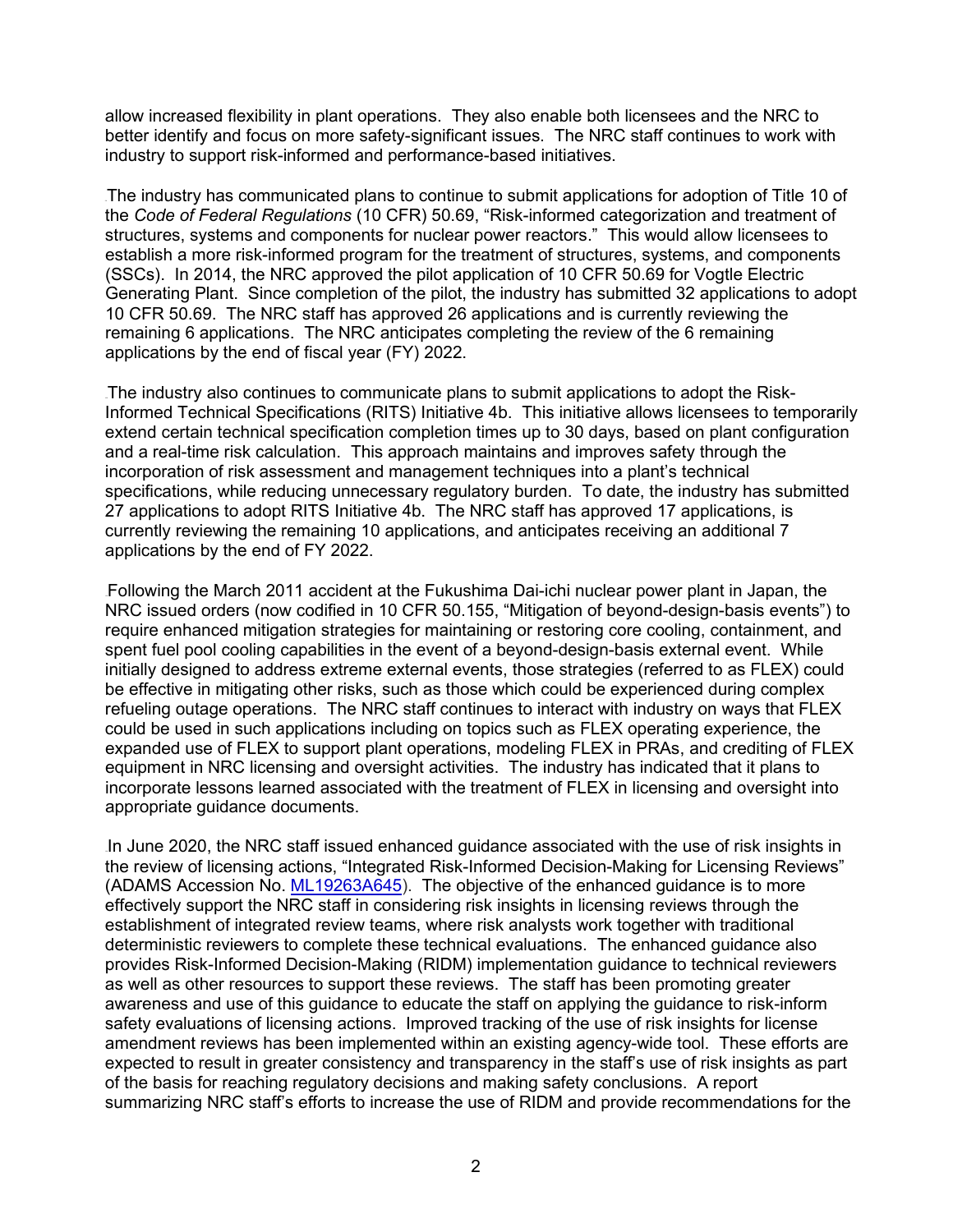allow increased flexibility in plant operations. They also enable both licensees and the NRC to better identify and focus on more safety-significant issues. The NRC staff continues to work with industry to support risk-informed and performance-based initiatives.

The industry has communicated plans to continue to submit applications for adoption of Title 10 of the *Code of Federal Regulations* (10 CFR) 50.69, "Risk-informed categorization and treatment of structures, systems and components for nuclear power reactors." This would allow licensees to establish a more risk-informed program for the treatment of structures, systems, and components (SSCs). In 2014, the NRC approved the pilot application of 10 CFR 50.69 for Vogtle Electric Generating Plant. Since completion of the pilot, the industry has submitted 32 applications to adopt 10 CFR 50.69. The NRC staff has approved 26 applications and is currently reviewing the remaining 6 applications. The NRC anticipates completing the review of the 6 remaining applications by the end of fiscal year (FY) 2022.

The industry also continues to communicate plans to submit applications to adopt the Risk-Informed Technical Specifications (RITS) Initiative 4b. This initiative allows licensees to temporarily extend certain technical specification completion times up to 30 days, based on plant configuration and a real-time risk calculation. This approach maintains and improves safety through the incorporation of risk assessment and management techniques into a plant's technical specifications, while reducing unnecessary regulatory burden. To date, the industry has submitted 27 applications to adopt RITS Initiative 4b. The NRC staff has approved 17 applications, is currently reviewing the remaining 10 applications, and anticipates receiving an additional 7 applications by the end of FY 2022.

Following the March 2011 accident at the Fukushima Dai-ichi nuclear power plant in Japan, the NRC issued orders (now codified in 10 CFR 50.155, "Mitigation of beyond-design-basis events") to require enhanced mitigation strategies for maintaining or restoring core cooling, containment, and spent fuel pool cooling capabilities in the event of a beyond-design-basis external event. While initially designed to address extreme external events, those strategies (referred to as FLEX) could be effective in mitigating other risks, such as those which could be experienced during complex refueling outage operations. The NRC staff continues to interact with industry on ways that FLEX could be used in such applications including on topics such as FLEX operating experience, the expanded use of FLEX to support plant operations, modeling FLEX in PRAs, and crediting of FLEX equipment in NRC licensing and oversight activities. The industry has indicated that it plans to incorporate lessons learned associated with the treatment of FLEX in licensing and oversight into appropriate guidance documents.

In June 2020, the NRC staff issued enhanced guidance associated with the use of risk insights in the review of licensing actions, "Integrated Risk-Informed Decision-Making for Licensing Reviews" (ADAMS Accession No. ML19263A645). The objective of the enhanced guidance is to more effectively support the NRC staff in considering risk insights in licensing reviews through the establishment of integrated review teams, where risk analysts work together with traditional deterministic reviewers to complete these technical evaluations. The enhanced guidance also provides Risk-Informed Decision-Making (RIDM) implementation guidance to technical reviewers as well as other resources to support these reviews. The staff has been promoting greater awareness and use of this guidance to educate the staff on applying the guidance to risk-inform safety evaluations of licensing actions. Improved tracking of the use of risk insights for license amendment reviews has been implemented within an existing agency-wide tool. These efforts are expected to result in greater consistency and transparency in the staff's use of risk insights as part of the basis for reaching regulatory decisions and making safety conclusions. A report summarizing NRC staff's efforts to increase the use of RIDM and provide recommendations for the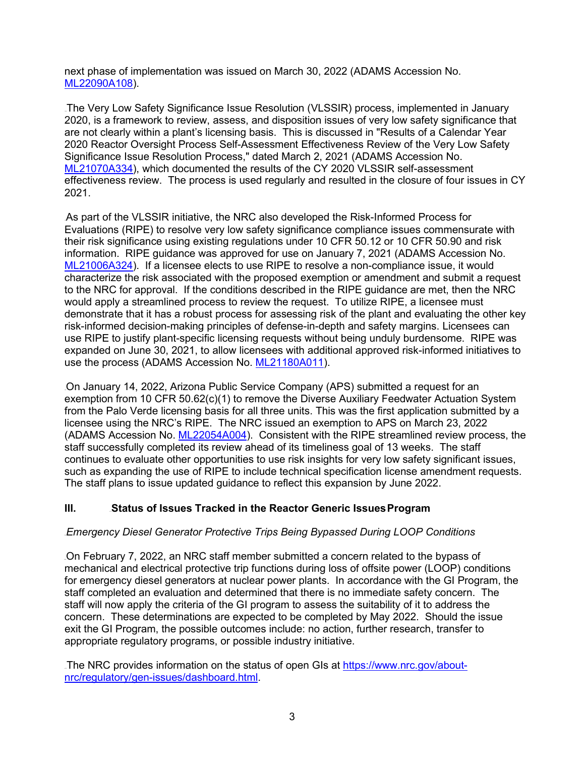next phase of implementation was issued on March 30, 2022 (ADAMS Accession No. ML22090A108).

The Very Low Safety Significance Issue Resolution (VLSSIR) process, implemented in January 2020, is a framework to review, assess, and disposition issues of very low safety significance that are not clearly within a plant's licensing basis. This is discussed in "Results of a Calendar Year 2020 Reactor Oversight Process Self-Assessment Effectiveness Review of the Very Low Safety Significance Issue Resolution Process," dated March 2, 2021 (ADAMS Accession No. ML21070A334), which documented the results of the CY 2020 VLSSIR self-assessment effectiveness review. The process is used regularly and resulted in the closure of four issues in CY 2021.

As part of the VLSSIR initiative, the NRC also developed the Risk-Informed Process for Evaluations (RIPE) to resolve very low safety significance compliance issues commensurate with their risk significance using existing regulations under 10 CFR 50.12 or 10 CFR 50.90 and risk information. RIPE guidance was approved for use on January 7, 2021 (ADAMS Accession No. ML21006A324). If a licensee elects to use RIPE to resolve a non-compliance issue, it would characterize the risk associated with the proposed exemption or amendment and submit a request to the NRC for approval. If the conditions described in the RIPE guidance are met, then the NRC would apply a streamlined process to review the request. To utilize RIPE, a licensee must demonstrate that it has a robust process for assessing risk of the plant and evaluating the other key risk-informed decision-making principles of defense-in-depth and safety margins. Licensees can use RIPE to justify plant-specific licensing requests without being unduly burdensome. RIPE was expanded on June 30, 2021, to allow licensees with additional approved risk-informed initiatives to use the process (ADAMS Accession No. ML21180A011).

On January 14, 2022, Arizona Public Service Company (APS) submitted a request for an exemption from 10 CFR 50.62(c)(1) to remove the Diverse Auxiliary Feedwater Actuation System from the Palo Verde licensing basis for all three units. This was the first application submitted by a licensee using the NRC's RIPE. The NRC issued an exemption to APS on March 23, 2022 (ADAMS Accession No. ML22054A004). Consistent with the RIPE streamlined review process, the staff successfully completed its review ahead of its timeliness goal of 13 weeks. The staff continues to evaluate other opportunities to use risk insights for very low safety significant issues, such as expanding the use of RIPE to include technical specification license amendment requests. The staff plans to issue updated guidance to reflect this expansion by June 2022.

## III. Status of Issues Tracked in the Reactor Generic Issues Program

*Emergency Diesel Generator Protective Trips Being Bypassed During LOOP Conditions*

On February 7, 2022, an NRC staff member submitted a concern related to the bypass of mechanical and electrical protective trip functions during loss of offsite power (LOOP) conditions for emergency diesel generators at nuclear power plants. In accordance with the GI Program, the staff completed an evaluation and determined that there is no immediate safety concern. The staff will now apply the criteria of the GI program to assess the suitability of it to address the concern. These determinations are expected to be completed by May 2022. Should the issue exit the GI Program, the possible outcomes include: no action, further research, transfer to appropriate regulatory programs, or possible industry initiative.

The NRC provides information on the status of open GIs at https://www.nrc.gov/about-nrc/regulatory/gen-issues/dashboard.html.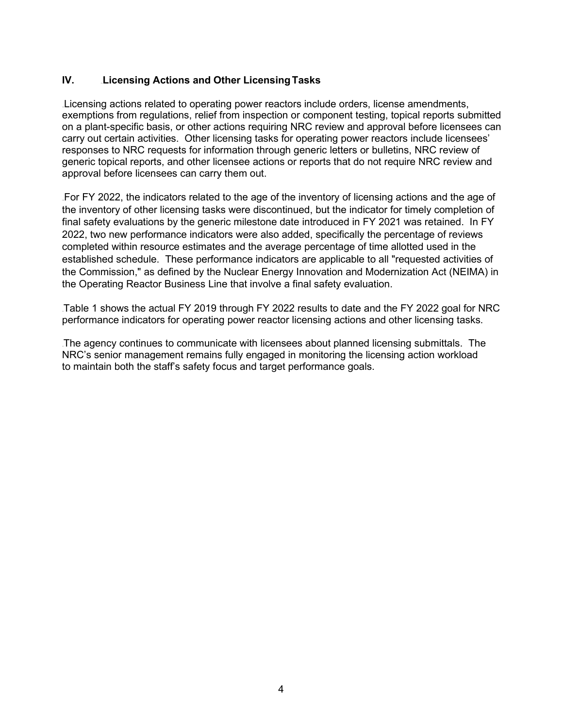## IV. Licensing Actions and Other Licensing Tasks

Licensing actions related to operating power reactors include orders, license amendments, exemptions from regulations, relief from inspection or component testing, topical reports submitted on a plant-specific basis, or other actions requiring NRC review and approval before licensees can carry out certain activities. Other licensing tasks for operating power reactors include licensees' responses to NRC requests for information through generic letters or bulletins, NRC review of generic topical reports, and other licensee actions or reports that do not require NRC review and approval before licensees can carry them out.

For FY 2022, the indicators related to the age of the inventory of licensing actions and the age of the inventory of other licensing tasks were discontinued, but the indicator for timely completion of final safety evaluations by the generic milestone date introduced in FY 2021 was retained. In FY 2022, two new performance indicators were also added, specifically the percentage of reviews completed within resource estimates and the average percentage of time allotted used in the established schedule. These performance indicators are applicable to all "requested activities of the Commission," as defined by the Nuclear Energy Innovation and Modernization Act (NEIMA) in the Operating Reactor Business Line that involve a final safety evaluation.

Table 1 shows the actual FY 2019 through FY 2022 results to date and the FY 2022 goal for NRC performance indicators for operating power reactor licensing actions and other licensing tasks.

The agency continues to communicate with licensees about planned licensing submittals. The NRC's senior management remains fully engaged in monitoring the licensing action workload to maintain both the staff's safety focus and target performance goals.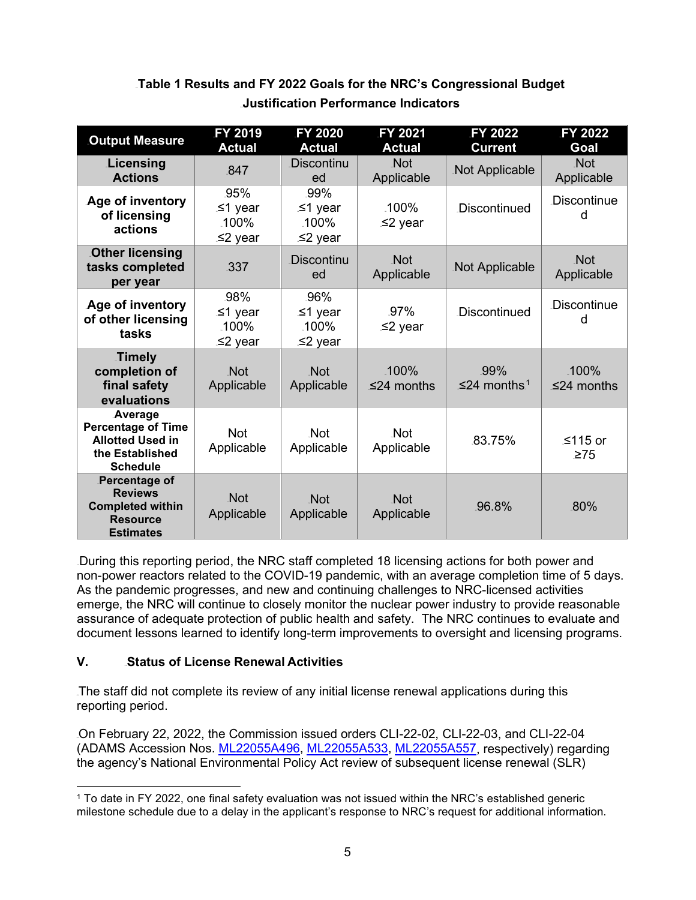**Table 1 Results and FY 2022 Goals for the NRC's Congressional Budget Justification Performance Indicators**

| Output Measure | FY 2019 Actual | FY 2020 Actual | FY 2021 Actual | FY 2022 Current | FY 2022 Goal |
|---|---|---|---|---|---|
| **Licensing Actions** | 847 | Discontinued | Not Applicable | Not Applicable | Not Applicable |
| **Age of inventory of licensing actions** | 95% ≤1 year 100% ≤2 year | 99% ≤1 year 100% ≤2 year | 100% ≤2 year | Discontinued | Discontinued |
| **Other licensing tasks completed per year** | 337 | Discontinued | Not Applicable | Not Applicable | Not Applicable |
| **Age of inventory of other licensing tasks** | 98% ≤1 year 100% ≤2 year | 96% ≤1 year 100% ≤2 year | 97% ≤2 year | Discontinued | Discontinued |
| **Timely completion of final safety evaluations** | Not Applicable | Not Applicable | 100% ≤24 months | 99% ≤24 months[1] | 100% ≤24 months |
| **Average Percentage of Time Allotted Used in the Established Schedule** | Not Applicable | Not Applicable | Not Applicable | 83.75% | ≤115 or ≥75 |
| **Percentage of Reviews Completed within Resource Estimates** | Not Applicable | Not Applicable | Not Applicable | 96.8% | 80% |

During this reporting period, the NRC staff completed 18 licensing actions for both power and non-power reactors related to the COVID-19 pandemic, with an average completion time of 5 days. As the pandemic progresses, and new and continuing challenges to NRC-licensed activities emerge, the NRC will continue to closely monitor the nuclear power industry to provide reasonable assurance of adequate protection of public health and safety. The NRC continues to evaluate and document lessons learned to identify long-term improvements to oversight and licensing programs.

## V. Status of License Renewal Activities

The staff did not complete its review of any initial license renewal applications during this reporting period.

On February 22, 2022, the Commission issued orders CLI-22-02, CLI-22-03, and CLI-22-04 (ADAMS Accession Nos. ML22055A496, ML22055A533, ML22055A557, respectively) regarding the agency's National Environmental Policy Act review of subsequent license renewal (SLR)

[1] To date in FY 2022, one final safety evaluation was not issued within the NRC's established generic milestone schedule due to a delay in the applicant's response to NRC's request for additional information.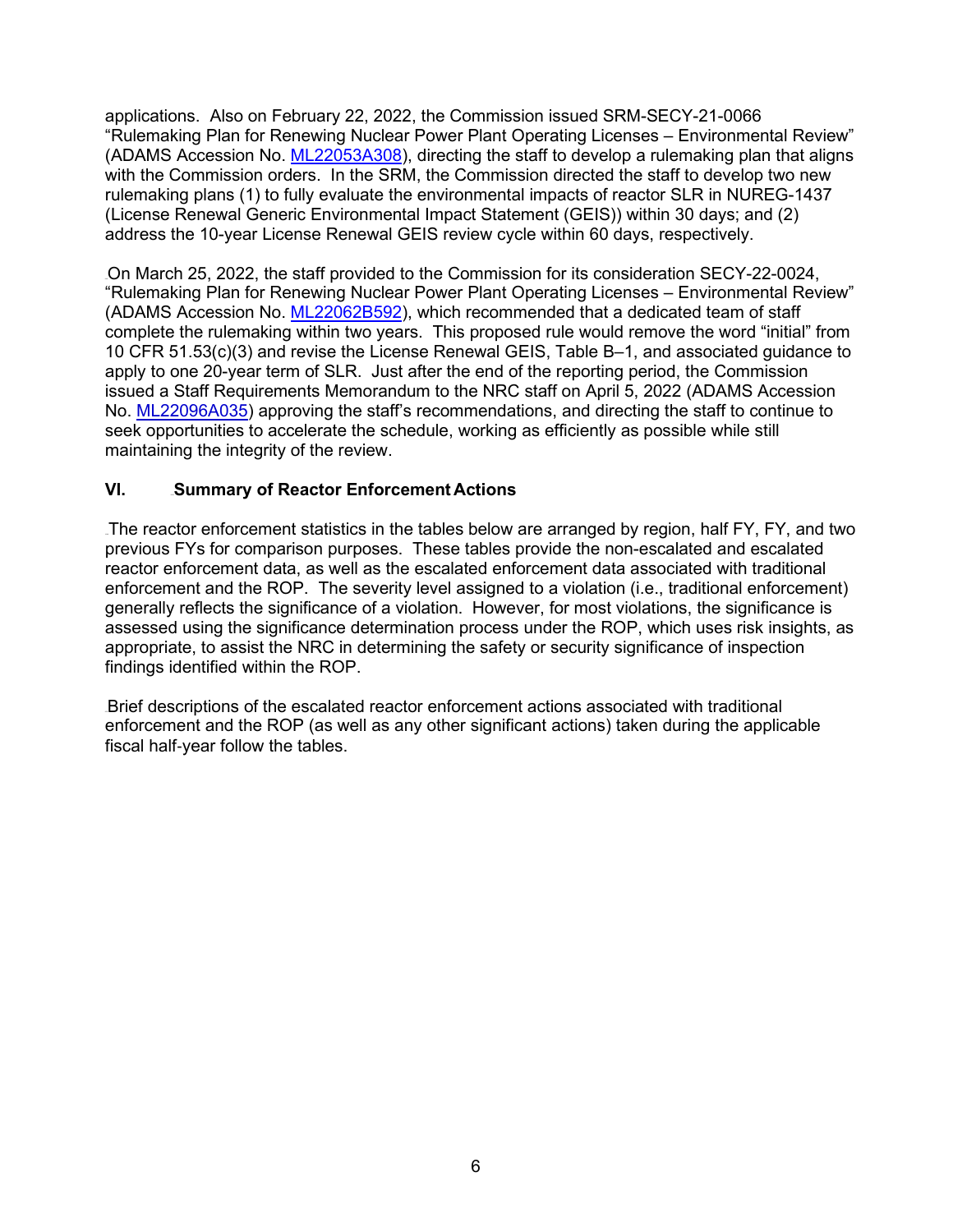applications. Also on February 22, 2022, the Commission issued SRM-SECY-21-0066 "Rulemaking Plan for Renewing Nuclear Power Plant Operating Licenses – Environmental Review" (ADAMS Accession No. ML22053A308), directing the staff to develop a rulemaking plan that aligns with the Commission orders. In the SRM, the Commission directed the staff to develop two new rulemaking plans (1) to fully evaluate the environmental impacts of reactor SLR in NUREG-1437 (License Renewal Generic Environmental Impact Statement (GEIS)) within 30 days; and (2) address the 10-year License Renewal GEIS review cycle within 60 days, respectively.

On March 25, 2022, the staff provided to the Commission for its consideration SECY-22-0024, "Rulemaking Plan for Renewing Nuclear Power Plant Operating Licenses – Environmental Review" (ADAMS Accession No. ML22062B592), which recommended that a dedicated team of staff complete the rulemaking within two years. This proposed rule would remove the word "initial" from 10 CFR 51.53(c)(3) and revise the License Renewal GEIS, Table B–1, and associated guidance to apply to one 20-year term of SLR. Just after the end of the reporting period, the Commission issued a Staff Requirements Memorandum to the NRC staff on April 5, 2022 (ADAMS Accession No. ML22096A035) approving the staff's recommendations, and directing the staff to continue to seek opportunities to accelerate the schedule, working as efficiently as possible while still maintaining the integrity of the review.

## VI. Summary of Reactor Enforcement Actions

The reactor enforcement statistics in the tables below are arranged by region, half FY, FY, and two previous FYs for comparison purposes. These tables provide the non-escalated and escalated reactor enforcement data, as well as the escalated enforcement data associated with traditional enforcement and the ROP. The severity level assigned to a violation (i.e., traditional enforcement) generally reflects the significance of a violation. However, for most violations, the significance is assessed using the significance determination process under the ROP, which uses risk insights, as appropriate, to assist the NRC in determining the safety or security significance of inspection findings identified within the ROP.

Brief descriptions of the escalated reactor enforcement actions associated with traditional enforcement and the ROP (as well as any other significant actions) taken during the applicable fiscal half-year follow the tables.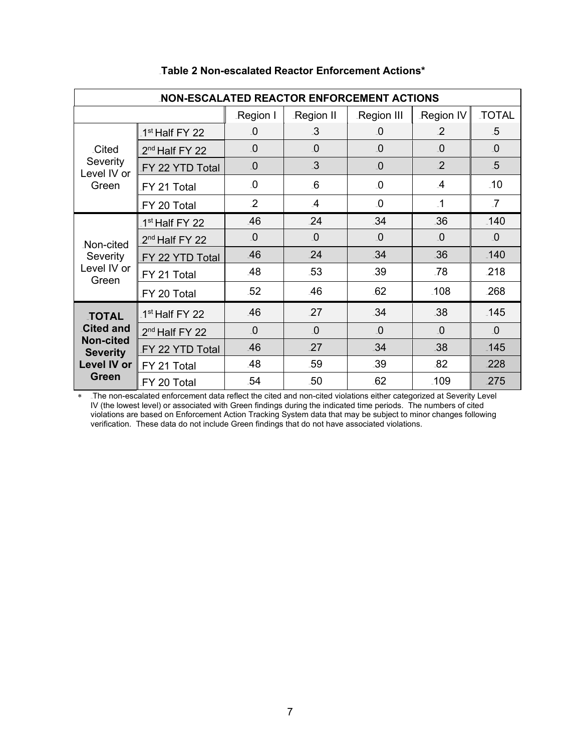**Table 2 Non-escalated Reactor Enforcement Actions***

| NON-ESCALATED REACTOR ENFORCEMENT ACTIONS | | | | | | |
|---|---|---|---|---|---|---|
| | | Region I | Region II | Region III | Region IV | TOTAL |
| Cited Severity Level IV or Green | 1st Half FY 22 | 0 | 3 | 0 | 2 | 5 |
| | 2nd Half FY 22 | 0 | 0 | 0 | 0 | 0 |
| | FY 22 YTD Total | 0 | 3 | 0 | 2 | 5 |
| | FY 21 Total | 0 | 6 | 0 | 4 | 10 |
| | FY 20 Total | 2 | 4 | 0 | 1 | 7 |
| Non-cited Severity Level IV or Green | 1st Half FY 22 | 46 | 24 | 34 | 36 | 140 |
| | 2nd Half FY 22 | 0 | 0 | 0 | 0 | 0 |
| | FY 22 YTD Total | 46 | 24 | 34 | 36 | 140 |
| | FY 21 Total | 48 | 53 | 39 | 78 | 218 |
| | FY 20 Total | 52 | 46 | 62 | 108 | 268 |
| **TOTAL Cited and Non-cited Severity Level IV or Green** | 1st Half FY 22 | 46 | 27 | 34 | 38 | 145 |
| | 2nd Half FY 22 | 0 | 0 | 0 | 0 | 0 |
| | FY 22 YTD Total | 46 | 27 | 34 | 38 | 145 |
| | FY 21 Total | 48 | 59 | 39 | 82 | 228 |
| | FY 20 Total | 54 | 50 | 62 | 109 | 275 |

* The non-escalated enforcement data reflect the cited and non-cited violations either categorized at Severity Level IV (the lowest level) or associated with Green findings during the indicated time periods. The numbers of cited violations are based on Enforcement Action Tracking System data that may be subject to minor changes following verification. These data do not include Green findings that do not have associated violations.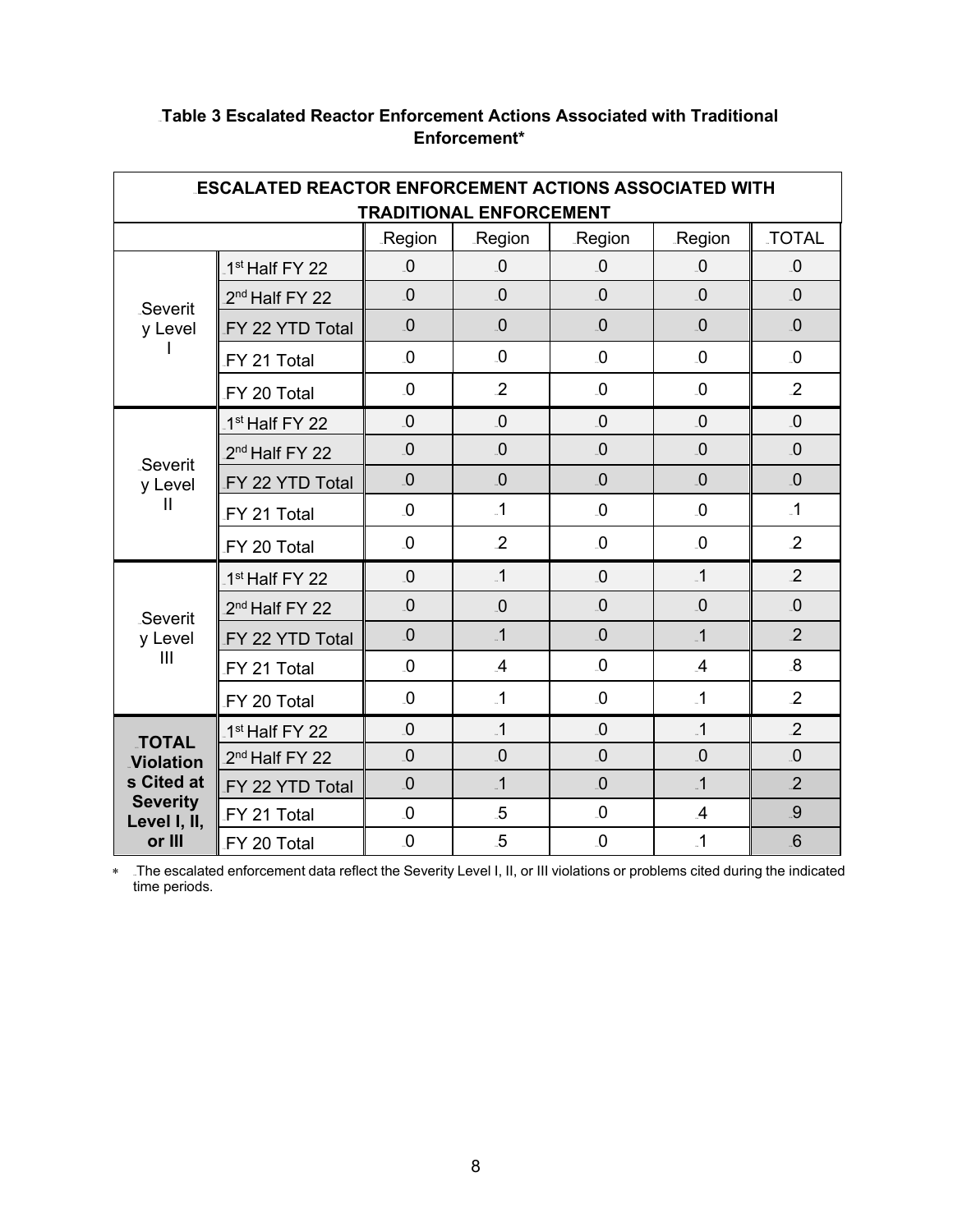**Table 3 Escalated Reactor Enforcement Actions Associated with Traditional Enforcement***

| ESCALATED REACTOR ENFORCEMENT ACTIONS ASSOCIATED WITH TRADITIONAL ENFORCEMENT | | | | | | |
|---|---|---|---|---|---|---|
| | | Region | Region | Region | Region | TOTAL |
| Severity Level I | 1st Half FY 22 | 0 | 0 | 0 | 0 | 0 |
| | 2nd Half FY 22 | 0 | 0 | 0 | 0 | 0 |
| | FY 22 YTD Total | 0 | 0 | 0 | 0 | 0 |
| | FY 21 Total | 0 | 0 | 0 | 0 | 0 |
| | FY 20 Total | 0 | 2 | 0 | 0 | 2 |
| Severity Level II | 1st Half FY 22 | 0 | 0 | 0 | 0 | 0 |
| | 2nd Half FY 22 | 0 | 0 | 0 | 0 | 0 |
| | FY 22 YTD Total | 0 | 0 | 0 | 0 | 0 |
| | FY 21 Total | 0 | 1 | 0 | 0 | 1 |
| | FY 20 Total | 0 | 2 | 0 | 0 | 2 |
| Severity Level III | 1st Half FY 22 | 0 | 1 | 0 | 1 | 2 |
| | 2nd Half FY 22 | 0 | 0 | 0 | 0 | 0 |
| | FY 22 YTD Total | 0 | 1 | 0 | 1 | 2 |
| | FY 21 Total | 0 | 4 | 0 | 4 | 8 |
| | FY 20 Total | 0 | 1 | 0 | 1 | 2 |
| **TOTAL Violations Cited at Severity Level I, II, or III** | 1st Half FY 22 | 0 | 1 | 0 | 1 | 2 |
| | 2nd Half FY 22 | 0 | 0 | 0 | 0 | 0 |
| | FY 22 YTD Total | 0 | 1 | 0 | 1 | 2 |
| | FY 21 Total | 0 | 5 | 0 | 4 | 9 |
| | FY 20 Total | 0 | 5 | 0 | 1 | 6 |

* The escalated enforcement data reflect the Severity Level I, II, or III violations or problems cited during the indicated time periods.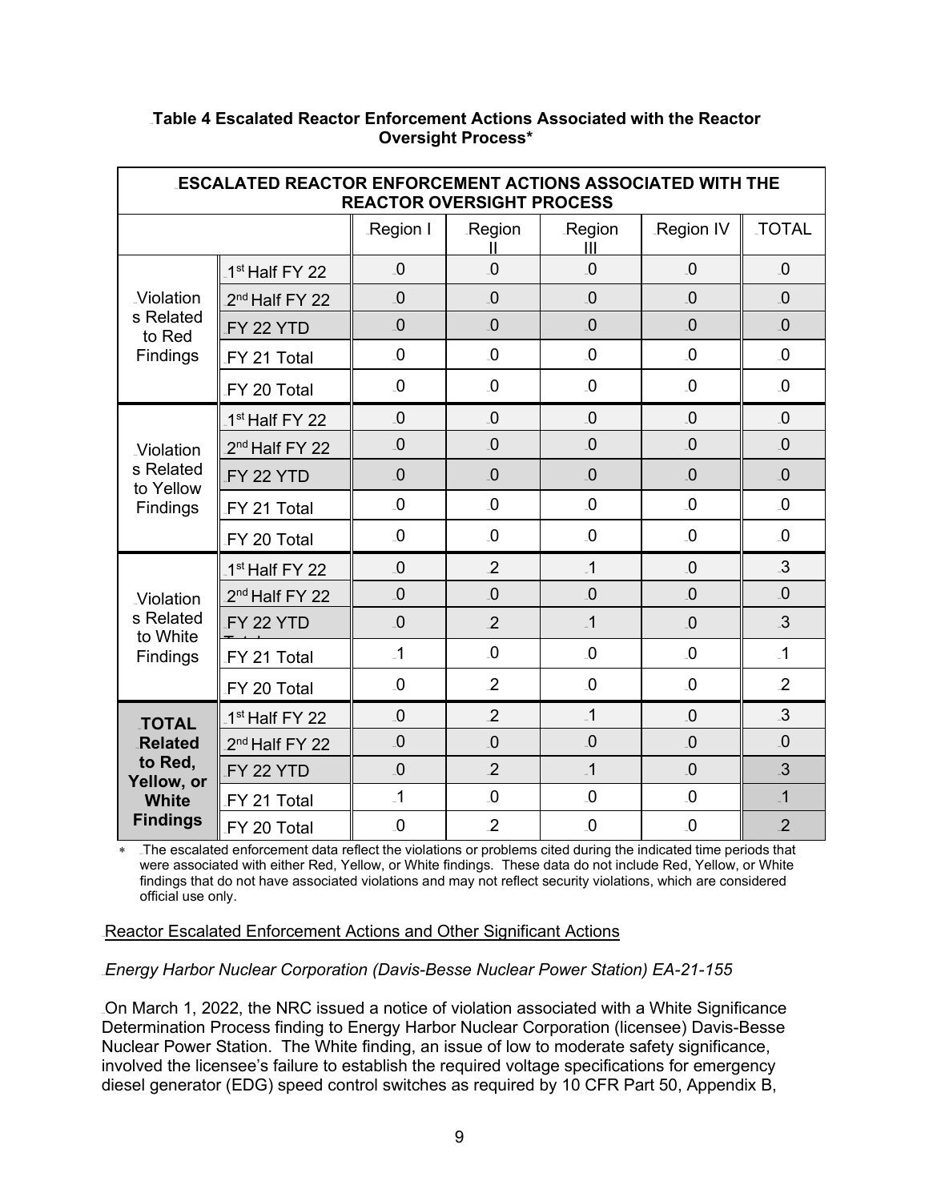**Table 4 Escalated Reactor Enforcement Actions Associated with the Reactor Oversight Process***

| ESCALATED REACTOR ENFORCEMENT ACTIONS ASSOCIATED WITH THE REACTOR OVERSIGHT PROCESS | | | | | | |
|---|---|---|---|---|---|---|
| | | Region I | Region II | Region III | Region IV | TOTAL |
| Violations Related to Red Findings | 1st Half FY 22 | 0 | 0 | 0 | 0 | 0 |
| | 2nd Half FY 22 | 0 | 0 | 0 | 0 | 0 |
| | FY 22 YTD | 0 | 0 | 0 | 0 | 0 |
| | FY 21 Total | 0 | 0 | 0 | 0 | 0 |
| | FY 20 Total | 0 | 0 | 0 | 0 | 0 |
| Violations Related to Yellow Findings | 1st Half FY 22 | 0 | 0 | 0 | 0 | 0 |
| | 2nd Half FY 22 | 0 | 0 | 0 | 0 | 0 |
| | FY 22 YTD | 0 | 0 | 0 | 0 | 0 |
| | FY 21 Total | 0 | 0 | 0 | 0 | 0 |
| | FY 20 Total | 0 | 0 | 0 | 0 | 0 |
| Violations Related to White Findings | 1st Half FY 22 | 0 | 2 | 1 | 0 | 3 |
| | 2nd Half FY 22 | 0 | 0 | 0 | 0 | 0 |
| | FY 22 YTD | 0 | 2 | 1 | 0 | 3 |
| | FY 21 Total | 1 | 0 | 0 | 0 | 1 |
| | FY 20 Total | 0 | 2 | 0 | 0 | 2 |
| **TOTAL Related to Red, Yellow, or White Findings** | 1st Half FY 22 | 0 | 2 | 1 | 0 | 3 |
| | 2nd Half FY 22 | 0 | 0 | 0 | 0 | 0 |
| | FY 22 YTD | 0 | 2 | 1 | 0 | 3 |
| | FY 21 Total | 1 | 0 | 0 | 0 | 1 |
| | FY 20 Total | 0 | 2 | 0 | 0 | 2 |

* The escalated enforcement data reflect the violations or problems cited during the indicated time periods that were associated with either Red, Yellow, or White findings. These data do not include Red, Yellow, or White findings that do not have associated violations and may not reflect security violations, which are considered official use only.

Reactor Escalated Enforcement Actions and Other Significant Actions

*Energy Harbor Nuclear Corporation (Davis-Besse Nuclear Power Station) EA-21-155*

On March 1, 2022, the NRC issued a notice of violation associated with a White Significance Determination Process finding to Energy Harbor Nuclear Corporation (licensee) Davis-Besse Nuclear Power Station. The White finding, an issue of low to moderate safety significance, involved the licensee's failure to establish the required voltage specifications for emergency diesel generator (EDG) speed control switches as required by 10 CFR Part 50, Appendix B,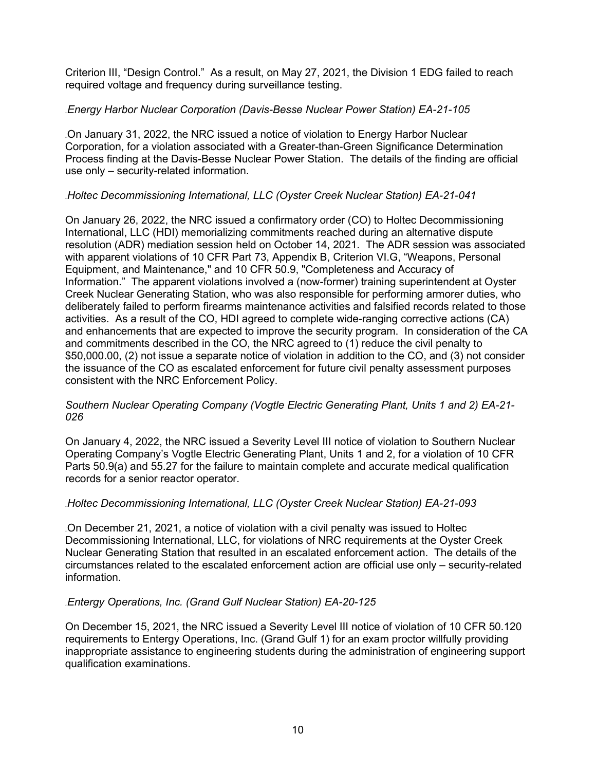Criterion III, "Design Control." As a result, on May 27, 2021, the Division 1 EDG failed to reach required voltage and frequency during surveillance testing.

*Energy Harbor Nuclear Corporation (Davis-Besse Nuclear Power Station) EA-21-105*

On January 31, 2022, the NRC issued a notice of violation to Energy Harbor Nuclear Corporation, for a violation associated with a Greater-than-Green Significance Determination Process finding at the Davis-Besse Nuclear Power Station. The details of the finding are official use only – security-related information.

*Holtec Decommissioning International, LLC (Oyster Creek Nuclear Station) EA-21-041*

On January 26, 2022, the NRC issued a confirmatory order (CO) to Holtec Decommissioning International, LLC (HDI) memorializing commitments reached during an alternative dispute resolution (ADR) mediation session held on October 14, 2021. The ADR session was associated with apparent violations of 10 CFR Part 73, Appendix B, Criterion VI.G, "Weapons, Personal Equipment, and Maintenance," and 10 CFR 50.9, "Completeness and Accuracy of Information." The apparent violations involved a (now-former) training superintendent at Oyster Creek Nuclear Generating Station, who was also responsible for performing armorer duties, who deliberately failed to perform firearms maintenance activities and falsified records related to those activities. As a result of the CO, HDI agreed to complete wide-ranging corrective actions (CA) and enhancements that are expected to improve the security program. In consideration of the CA and commitments described in the CO, the NRC agreed to (1) reduce the civil penalty to $50,000.00, (2) not issue a separate notice of violation in addition to the CO, and (3) not consider the issuance of the CO as escalated enforcement for future civil penalty assessment purposes consistent with the NRC Enforcement Policy.

*Southern Nuclear Operating Company (Vogtle Electric Generating Plant, Units 1 and 2) EA-21-026*

On January 4, 2022, the NRC issued a Severity Level III notice of violation to Southern Nuclear Operating Company's Vogtle Electric Generating Plant, Units 1 and 2, for a violation of 10 CFR Parts 50.9(a) and 55.27 for the failure to maintain complete and accurate medical qualification records for a senior reactor operator.

*Holtec Decommissioning International, LLC (Oyster Creek Nuclear Station) EA-21-093*

On December 21, 2021, a notice of violation with a civil penalty was issued to Holtec Decommissioning International, LLC, for violations of NRC requirements at the Oyster Creek Nuclear Generating Station that resulted in an escalated enforcement action. The details of the circumstances related to the escalated enforcement action are official use only – security-related information.

*Entergy Operations, Inc. (Grand Gulf Nuclear Station) EA-20-125*

On December 15, 2021, the NRC issued a Severity Level III notice of violation of 10 CFR 50.120 requirements to Entergy Operations, Inc. (Grand Gulf 1) for an exam proctor willfully providing inappropriate assistance to engineering students during the administration of engineering support qualification examinations.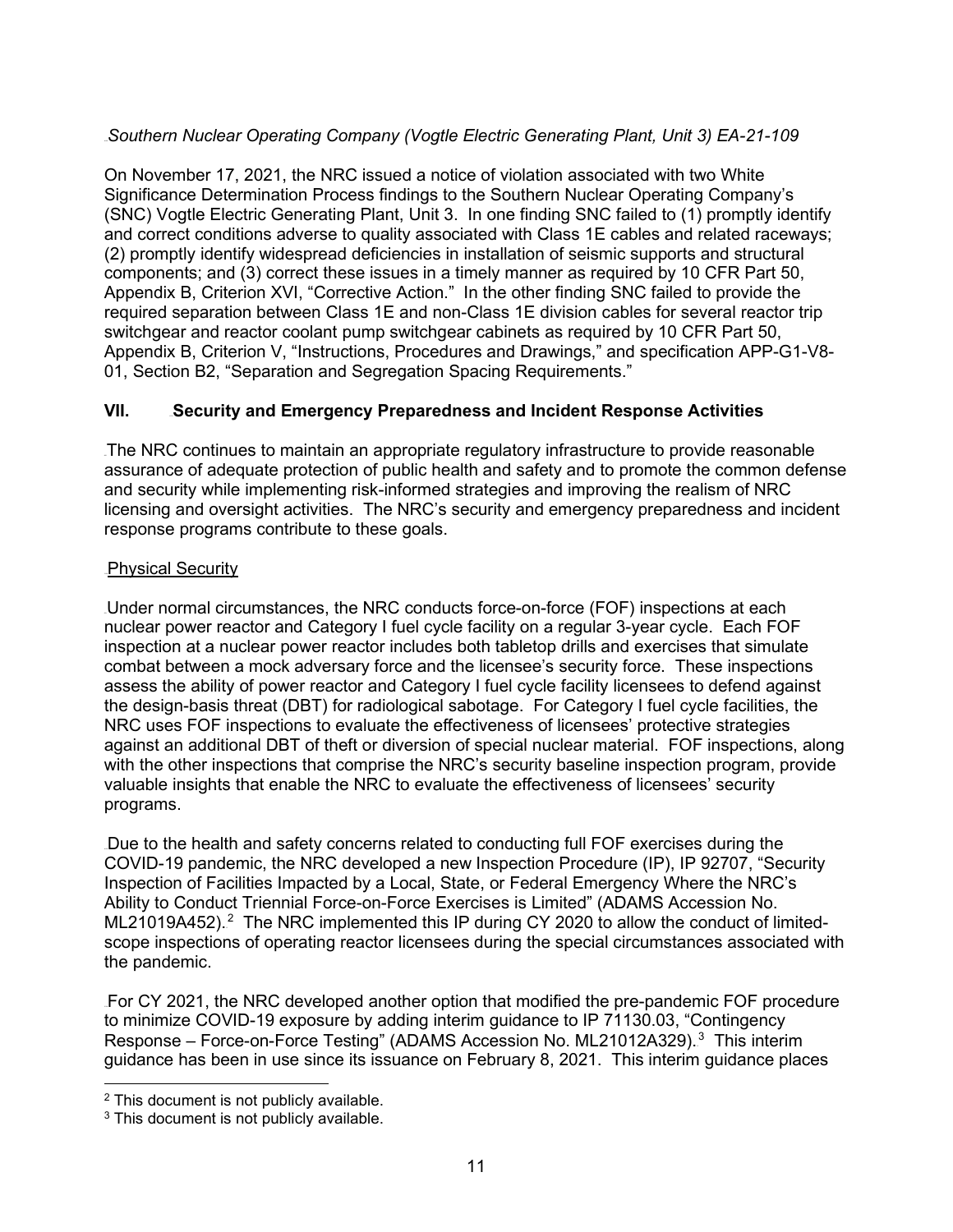*Southern Nuclear Operating Company (Vogtle Electric Generating Plant, Unit 3) EA-21-109*

On November 17, 2021, the NRC issued a notice of violation associated with two White Significance Determination Process findings to the Southern Nuclear Operating Company's (SNC) Vogtle Electric Generating Plant, Unit 3. In one finding SNC failed to (1) promptly identify and correct conditions adverse to quality associated with Class 1E cables and related raceways; (2) promptly identify widespread deficiencies in installation of seismic supports and structural components; and (3) correct these issues in a timely manner as required by 10 CFR Part 50, Appendix B, Criterion XVI, "Corrective Action." In the other finding SNC failed to provide the required separation between Class 1E and non-Class 1E division cables for several reactor trip switchgear and reactor coolant pump switchgear cabinets as required by 10 CFR Part 50, Appendix B, Criterion V, "Instructions, Procedures and Drawings," and specification APP-G1-V8-01, Section B2, "Separation and Segregation Spacing Requirements."

## VII. Security and Emergency Preparedness and Incident Response Activities

The NRC continues to maintain an appropriate regulatory infrastructure to provide reasonable assurance of adequate protection of public health and safety and to promote the common defense and security while implementing risk-informed strategies and improving the realism of NRC licensing and oversight activities. The NRC's security and emergency preparedness and incident response programs contribute to these goals.

### Physical Security

Under normal circumstances, the NRC conducts force-on-force (FOF) inspections at each nuclear power reactor and Category I fuel cycle facility on a regular 3-year cycle. Each FOF inspection at a nuclear power reactor includes both tabletop drills and exercises that simulate combat between a mock adversary force and the licensee's security force. These inspections assess the ability of power reactor and Category I fuel cycle facility licensees to defend against the design-basis threat (DBT) for radiological sabotage. For Category I fuel cycle facilities, the NRC uses FOF inspections to evaluate the effectiveness of licensees' protective strategies against an additional DBT of theft or diversion of special nuclear material. FOF inspections, along with the other inspections that comprise the NRC's security baseline inspection program, provide valuable insights that enable the NRC to evaluate the effectiveness of licensees' security programs.

Due to the health and safety concerns related to conducting full FOF exercises during the COVID-19 pandemic, the NRC developed a new Inspection Procedure (IP), IP 92707, "Security Inspection of Facilities Impacted by a Local, State, or Federal Emergency Where the NRC's Ability to Conduct Triennial Force-on-Force Exercises is Limited" (ADAMS Accession No. ML21019A452).[2] The NRC implemented this IP during CY 2020 to allow the conduct of limited-scope inspections of operating reactor licensees during the special circumstances associated with the pandemic.

For CY 2021, the NRC developed another option that modified the pre-pandemic FOF procedure to minimize COVID-19 exposure by adding interim guidance to IP 71130.03, "Contingency Response – Force-on-Force Testing" (ADAMS Accession No. ML21012A329).[3] This interim guidance has been in use since its issuance on February 8, 2021. This interim guidance places

[2] This document is not publicly available.

[3] This document is not publicly available.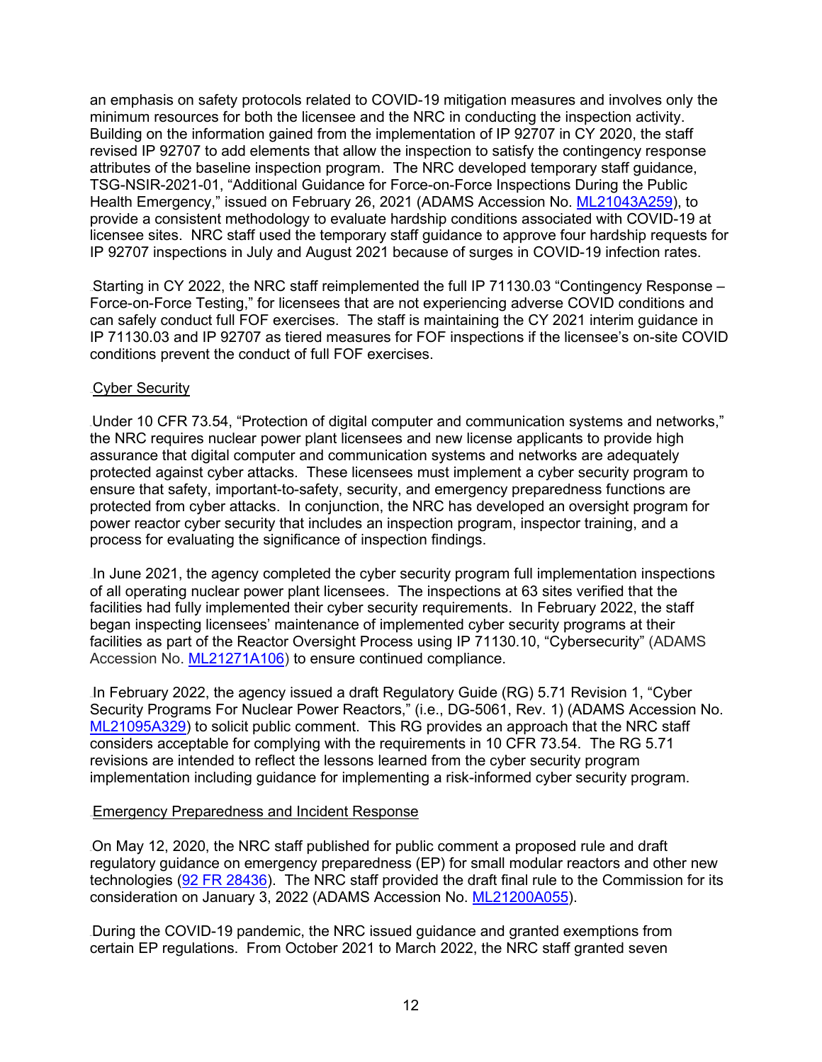an emphasis on safety protocols related to COVID-19 mitigation measures and involves only the minimum resources for both the licensee and the NRC in conducting the inspection activity. Building on the information gained from the implementation of IP 92707 in CY 2020, the staff revised IP 92707 to add elements that allow the inspection to satisfy the contingency response attributes of the baseline inspection program. The NRC developed temporary staff guidance, TSG-NSIR-2021-01, "Additional Guidance for Force-on-Force Inspections During the Public Health Emergency," issued on February 26, 2021 (ADAMS Accession No. ML21043A259), to provide a consistent methodology to evaluate hardship conditions associated with COVID-19 at licensee sites. NRC staff used the temporary staff guidance to approve four hardship requests for IP 92707 inspections in July and August 2021 because of surges in COVID-19 infection rates.

Starting in CY 2022, the NRC staff reimplemented the full IP 71130.03 "Contingency Response – Force-on-Force Testing," for licensees that are not experiencing adverse COVID conditions and can safely conduct full FOF exercises. The staff is maintaining the CY 2021 interim guidance in IP 71130.03 and IP 92707 as tiered measures for FOF inspections if the licensee's on-site COVID conditions prevent the conduct of full FOF exercises.

<u>Cyber Security</u>

Under 10 CFR 73.54, "Protection of digital computer and communication systems and networks," the NRC requires nuclear power plant licensees and new license applicants to provide high assurance that digital computer and communication systems and networks are adequately protected against cyber attacks. These licensees must implement a cyber security program to ensure that safety, important-to-safety, security, and emergency preparedness functions are protected from cyber attacks. In conjunction, the NRC has developed an oversight program for power reactor cyber security that includes an inspection program, inspector training, and a process for evaluating the significance of inspection findings.

In June 2021, the agency completed the cyber security program full implementation inspections of all operating nuclear power plant licensees. The inspections at 63 sites verified that the facilities had fully implemented their cyber security requirements. In February 2022, the staff began inspecting licensees' maintenance of implemented cyber security programs at their facilities as part of the Reactor Oversight Process using IP 71130.10, "Cybersecurity" (ADAMS Accession No. ML21271A106) to ensure continued compliance.

In February 2022, the agency issued a draft Regulatory Guide (RG) 5.71 Revision 1, "Cyber Security Programs For Nuclear Power Reactors," (i.e., DG-5061, Rev. 1) (ADAMS Accession No. ML21095A329) to solicit public comment. This RG provides an approach that the NRC staff considers acceptable for complying with the requirements in 10 CFR 73.54. The RG 5.71 revisions are intended to reflect the lessons learned from the cyber security program implementation including guidance for implementing a risk-informed cyber security program.

<u>Emergency Preparedness and Incident Response</u>

On May 12, 2020, the NRC staff published for public comment a proposed rule and draft regulatory guidance on emergency preparedness (EP) for small modular reactors and other new technologies (92 FR 28436). The NRC staff provided the draft final rule to the Commission for its consideration on January 3, 2022 (ADAMS Accession No. ML21200A055).

During the COVID-19 pandemic, the NRC issued guidance and granted exemptions from certain EP regulations. From October 2021 to March 2022, the NRC staff granted seven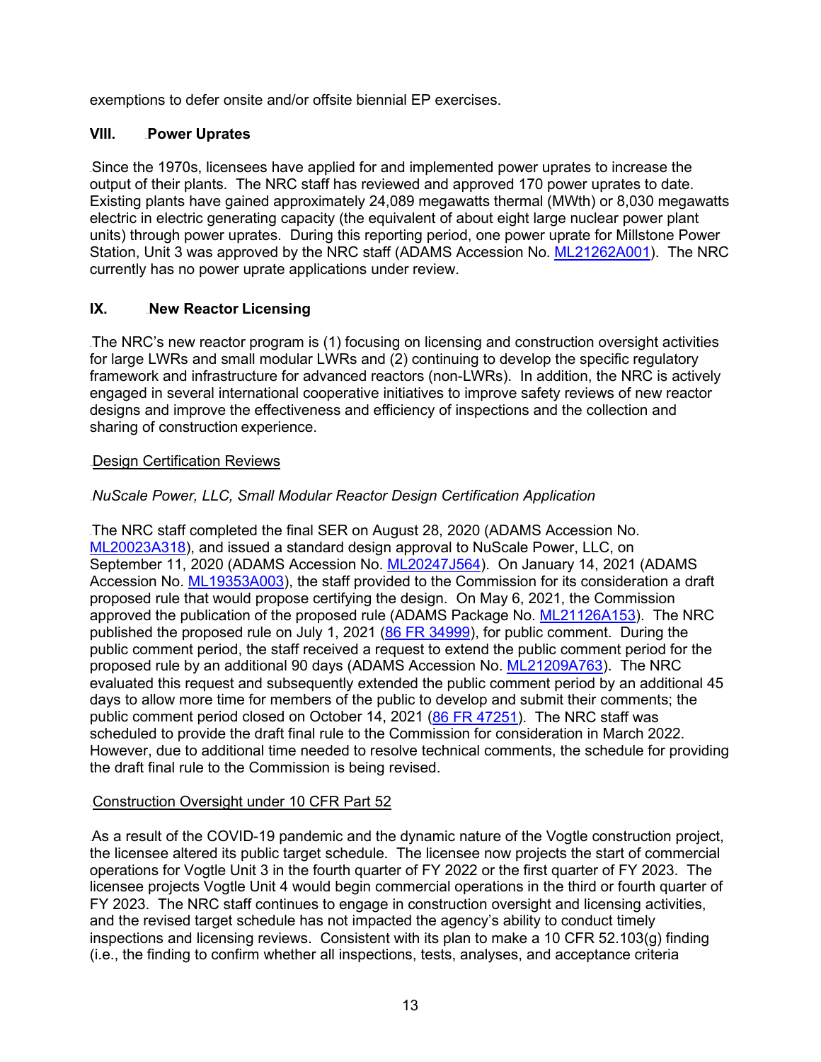exemptions to defer onsite and/or offsite biennial EP exercises.

## VIII. Power Uprates

Since the 1970s, licensees have applied for and implemented power uprates to increase the output of their plants. The NRC staff has reviewed and approved 170 power uprates to date. Existing plants have gained approximately 24,089 megawatts thermal (MWth) or 8,030 megawatts electric in electric generating capacity (the equivalent of about eight large nuclear power plant units) through power uprates. During this reporting period, one power uprate for Millstone Power Station, Unit 3 was approved by the NRC staff (ADAMS Accession No. ML21262A001). The NRC currently has no power uprate applications under review.

## IX. New Reactor Licensing

The NRC's new reactor program is (1) focusing on licensing and construction oversight activities for large LWRs and small modular LWRs and (2) continuing to develop the specific regulatory framework and infrastructure for advanced reactors (non-LWRs). In addition, the NRC is actively engaged in several international cooperative initiatives to improve safety reviews of new reactor designs and improve the effectiveness and efficiency of inspections and the collection and sharing of construction experience.

### Design Certification Reviews

*NuScale Power, LLC, Small Modular Reactor Design Certification Application*

The NRC staff completed the final SER on August 28, 2020 (ADAMS Accession No. ML20023A318), and issued a standard design approval to NuScale Power, LLC, on September 11, 2020 (ADAMS Accession No. ML20247J564). On January 14, 2021 (ADAMS Accession No. ML19353A003), the staff provided to the Commission for its consideration a draft proposed rule that would propose certifying the design. On May 6, 2021, the Commission approved the publication of the proposed rule (ADAMS Package No. ML21126A153). The NRC published the proposed rule on July 1, 2021 (86 FR 34999), for public comment. During the public comment period, the staff received a request to extend the public comment period for the proposed rule by an additional 90 days (ADAMS Accession No. ML21209A763). The NRC evaluated this request and subsequently extended the public comment period by an additional 45 days to allow more time for members of the public to develop and submit their comments; the public comment period closed on October 14, 2021 (86 FR 47251). The NRC staff was scheduled to provide the draft final rule to the Commission for consideration in March 2022. However, due to additional time needed to resolve technical comments, the schedule for providing the draft final rule to the Commission is being revised.

### Construction Oversight under 10 CFR Part 52

As a result of the COVID-19 pandemic and the dynamic nature of the Vogtle construction project, the licensee altered its public target schedule. The licensee now projects the start of commercial operations for Vogtle Unit 3 in the fourth quarter of FY 2022 or the first quarter of FY 2023. The licensee projects Vogtle Unit 4 would begin commercial operations in the third or fourth quarter of FY 2023. The NRC staff continues to engage in construction oversight and licensing activities, and the revised target schedule has not impacted the agency's ability to conduct timely inspections and licensing reviews. Consistent with its plan to make a 10 CFR 52.103(g) finding (i.e., the finding to confirm whether all inspections, tests, analyses, and acceptance criteria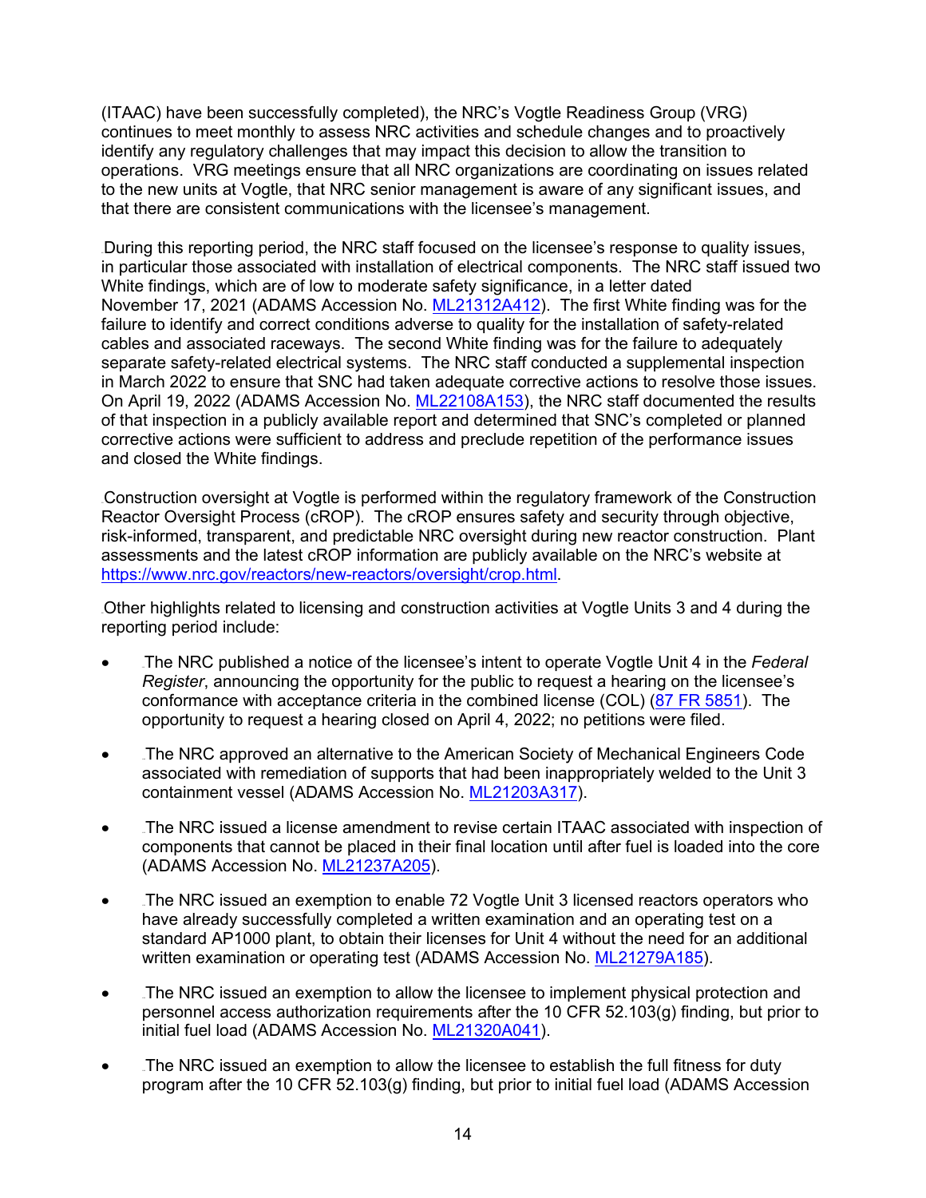(ITAAC) have been successfully completed), the NRC's Vogtle Readiness Group (VRG) continues to meet monthly to assess NRC activities and schedule changes and to proactively identify any regulatory challenges that may impact this decision to allow the transition to operations. VRG meetings ensure that all NRC organizations are coordinating on issues related to the new units at Vogtle, that NRC senior management is aware of any significant issues, and that there are consistent communications with the licensee's management.

During this reporting period, the NRC staff focused on the licensee's response to quality issues, in particular those associated with installation of electrical components. The NRC staff issued two White findings, which are of low to moderate safety significance, in a letter dated November 17, 2021 (ADAMS Accession No. ML21312A412). The first White finding was for the failure to identify and correct conditions adverse to quality for the installation of safety-related cables and associated raceways. The second White finding was for the failure to adequately separate safety-related electrical systems. The NRC staff conducted a supplemental inspection in March 2022 to ensure that SNC had taken adequate corrective actions to resolve those issues. On April 19, 2022 (ADAMS Accession No. ML22108A153), the NRC staff documented the results of that inspection in a publicly available report and determined that SNC's completed or planned corrective actions were sufficient to address and preclude repetition of the performance issues and closed the White findings.

Construction oversight at Vogtle is performed within the regulatory framework of the Construction Reactor Oversight Process (cROP). The cROP ensures safety and security through objective, risk-informed, transparent, and predictable NRC oversight during new reactor construction. Plant assessments and the latest cROP information are publicly available on the NRC's website at https://www.nrc.gov/reactors/new-reactors/oversight/crop.html.

Other highlights related to licensing and construction activities at Vogtle Units 3 and 4 during the reporting period include:

- The NRC published a notice of the licensee's intent to operate Vogtle Unit 4 in the *Federal Register*, announcing the opportunity for the public to request a hearing on the licensee's conformance with acceptance criteria in the combined license (COL) (87 FR 5851). The opportunity to request a hearing closed on April 4, 2022; no petitions were filed.
- The NRC approved an alternative to the American Society of Mechanical Engineers Code associated with remediation of supports that had been inappropriately welded to the Unit 3 containment vessel (ADAMS Accession No. ML21203A317).
- The NRC issued a license amendment to revise certain ITAAC associated with inspection of components that cannot be placed in their final location until after fuel is loaded into the core (ADAMS Accession No. ML21237A205).
- The NRC issued an exemption to enable 72 Vogtle Unit 3 licensed reactors operators who have already successfully completed a written examination and an operating test on a standard AP1000 plant, to obtain their licenses for Unit 4 without the need for an additional written examination or operating test (ADAMS Accession No. ML21279A185).
- The NRC issued an exemption to allow the licensee to implement physical protection and personnel access authorization requirements after the 10 CFR 52.103(g) finding, but prior to initial fuel load (ADAMS Accession No. ML21320A041).
- The NRC issued an exemption to allow the licensee to establish the full fitness for duty program after the 10 CFR 52.103(g) finding, but prior to initial fuel load (ADAMS Accession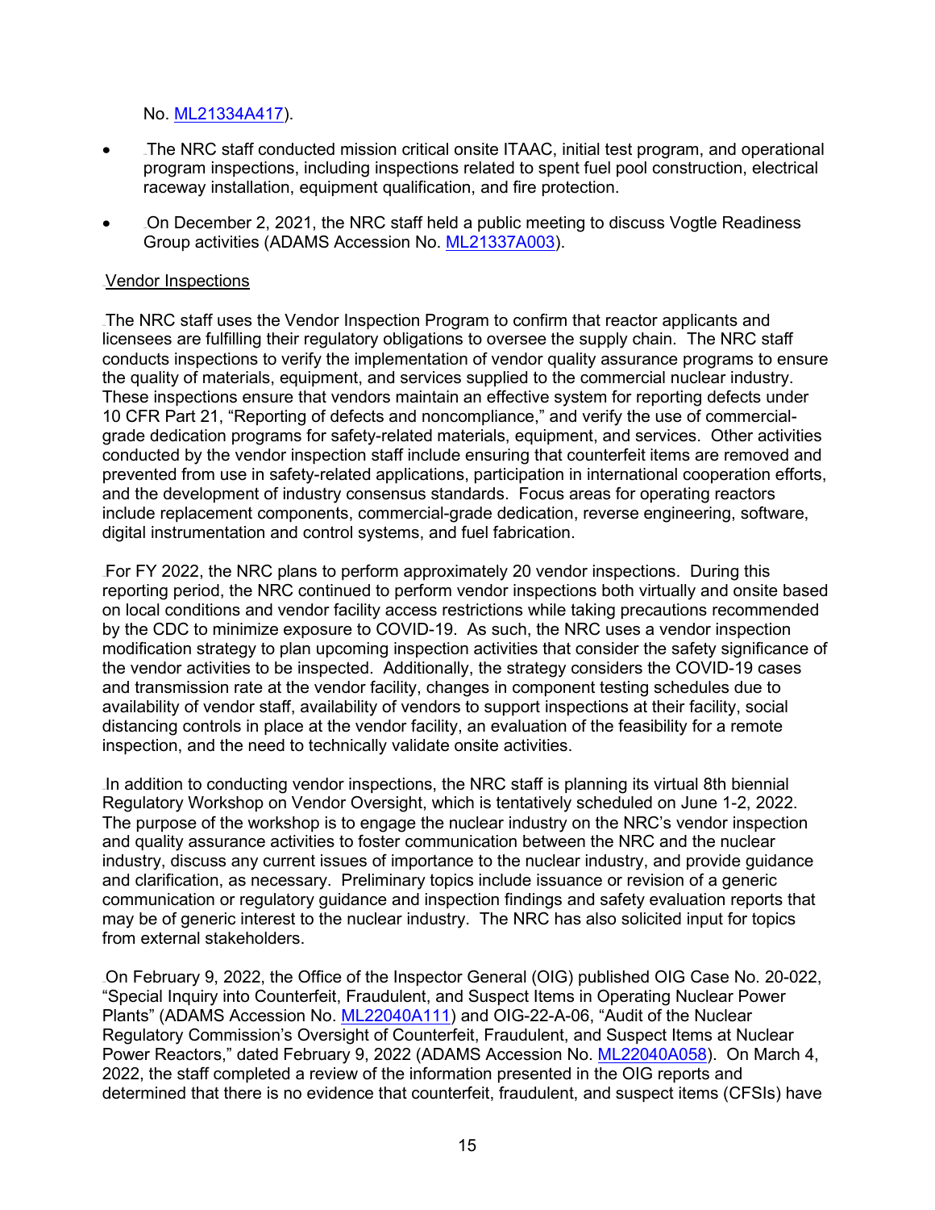No. ML21334A417).

- The NRC staff conducted mission critical onsite ITAAC, initial test program, and operational program inspections, including inspections related to spent fuel pool construction, electrical raceway installation, equipment qualification, and fire protection.
- On December 2, 2021, the NRC staff held a public meeting to discuss Vogtle Readiness Group activities (ADAMS Accession No. ML21337A003).

Vendor Inspections

The NRC staff uses the Vendor Inspection Program to confirm that reactor applicants and licensees are fulfilling their regulatory obligations to oversee the supply chain. The NRC staff conducts inspections to verify the implementation of vendor quality assurance programs to ensure the quality of materials, equipment, and services supplied to the commercial nuclear industry. These inspections ensure that vendors maintain an effective system for reporting defects under 10 CFR Part 21, "Reporting of defects and noncompliance," and verify the use of commercial-grade dedication programs for safety-related materials, equipment, and services. Other activities conducted by the vendor inspection staff include ensuring that counterfeit items are removed and prevented from use in safety-related applications, participation in international cooperation efforts, and the development of industry consensus standards. Focus areas for operating reactors include replacement components, commercial-grade dedication, reverse engineering, software, digital instrumentation and control systems, and fuel fabrication.

For FY 2022, the NRC plans to perform approximately 20 vendor inspections. During this reporting period, the NRC continued to perform vendor inspections both virtually and onsite based on local conditions and vendor facility access restrictions while taking precautions recommended by the CDC to minimize exposure to COVID-19. As such, the NRC uses a vendor inspection modification strategy to plan upcoming inspection activities that consider the safety significance of the vendor activities to be inspected. Additionally, the strategy considers the COVID-19 cases and transmission rate at the vendor facility, changes in component testing schedules due to availability of vendor staff, availability of vendors to support inspections at their facility, social distancing controls in place at the vendor facility, an evaluation of the feasibility for a remote inspection, and the need to technically validate onsite activities.

In addition to conducting vendor inspections, the NRC staff is planning its virtual 8th biennial Regulatory Workshop on Vendor Oversight, which is tentatively scheduled on June 1-2, 2022. The purpose of the workshop is to engage the nuclear industry on the NRC's vendor inspection and quality assurance activities to foster communication between the NRC and the nuclear industry, discuss any current issues of importance to the nuclear industry, and provide guidance and clarification, as necessary. Preliminary topics include issuance or revision of a generic communication or regulatory guidance and inspection findings and safety evaluation reports that may be of generic interest to the nuclear industry. The NRC has also solicited input for topics from external stakeholders.

On February 9, 2022, the Office of the Inspector General (OIG) published OIG Case No. 20-022, "Special Inquiry into Counterfeit, Fraudulent, and Suspect Items in Operating Nuclear Power Plants" (ADAMS Accession No. ML22040A111) and OIG-22-A-06, "Audit of the Nuclear Regulatory Commission's Oversight of Counterfeit, Fraudulent, and Suspect Items at Nuclear Power Reactors," dated February 9, 2022 (ADAMS Accession No. ML22040A058). On March 4, 2022, the staff completed a review of the information presented in the OIG reports and determined that there is no evidence that counterfeit, fraudulent, and suspect items (CFSIs) have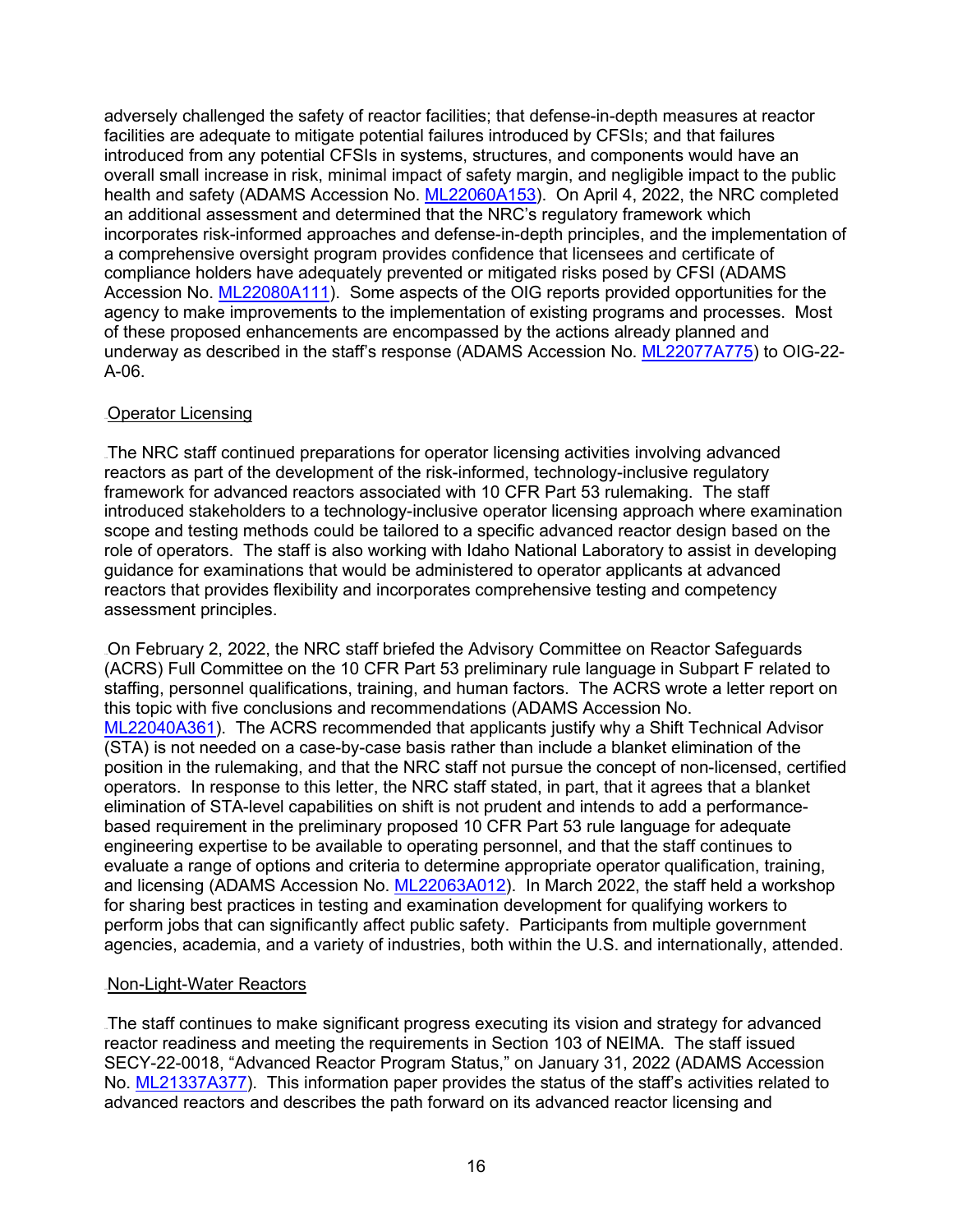adversely challenged the safety of reactor facilities; that defense-in-depth measures at reactor facilities are adequate to mitigate potential failures introduced by CFSIs; and that failures introduced from any potential CFSIs in systems, structures, and components would have an overall small increase in risk, minimal impact of safety margin, and negligible impact to the public health and safety (ADAMS Accession No. ML22060A153). On April 4, 2022, the NRC completed an additional assessment and determined that the NRC's regulatory framework which incorporates risk-informed approaches and defense-in-depth principles, and the implementation of a comprehensive oversight program provides confidence that licensees and certificate of compliance holders have adequately prevented or mitigated risks posed by CFSI (ADAMS Accession No. ML22080A111). Some aspects of the OIG reports provided opportunities for the agency to make improvements to the implementation of existing programs and processes. Most of these proposed enhancements are encompassed by the actions already planned and underway as described in the staff's response (ADAMS Accession No. ML22077A775) to OIG-22-A-06.

## Operator Licensing

The NRC staff continued preparations for operator licensing activities involving advanced reactors as part of the development of the risk-informed, technology-inclusive regulatory framework for advanced reactors associated with 10 CFR Part 53 rulemaking. The staff introduced stakeholders to a technology-inclusive operator licensing approach where examination scope and testing methods could be tailored to a specific advanced reactor design based on the role of operators. The staff is also working with Idaho National Laboratory to assist in developing guidance for examinations that would be administered to operator applicants at advanced reactors that provides flexibility and incorporates comprehensive testing and competency assessment principles.

On February 2, 2022, the NRC staff briefed the Advisory Committee on Reactor Safeguards (ACRS) Full Committee on the 10 CFR Part 53 preliminary rule language in Subpart F related to staffing, personnel qualifications, training, and human factors. The ACRS wrote a letter report on this topic with five conclusions and recommendations (ADAMS Accession No. ML22040A361). The ACRS recommended that applicants justify why a Shift Technical Advisor (STA) is not needed on a case-by-case basis rather than include a blanket elimination of the position in the rulemaking, and that the NRC staff not pursue the concept of non-licensed, certified operators. In response to this letter, the NRC staff stated, in part, that it agrees that a blanket elimination of STA-level capabilities on shift is not prudent and intends to add a performance-based requirement in the preliminary proposed 10 CFR Part 53 rule language for adequate engineering expertise to be available to operating personnel, and that the staff continues to evaluate a range of options and criteria to determine appropriate operator qualification, training, and licensing (ADAMS Accession No. ML22063A012). In March 2022, the staff held a workshop for sharing best practices in testing and examination development for qualifying workers to perform jobs that can significantly affect public safety. Participants from multiple government agencies, academia, and a variety of industries, both within the U.S. and internationally, attended.

## Non-Light-Water Reactors

The staff continues to make significant progress executing its vision and strategy for advanced reactor readiness and meeting the requirements in Section 103 of NEIMA. The staff issued SECY-22-0018, "Advanced Reactor Program Status," on January 31, 2022 (ADAMS Accession No. ML21337A377). This information paper provides the status of the staff's activities related to advanced reactors and describes the path forward on its advanced reactor licensing and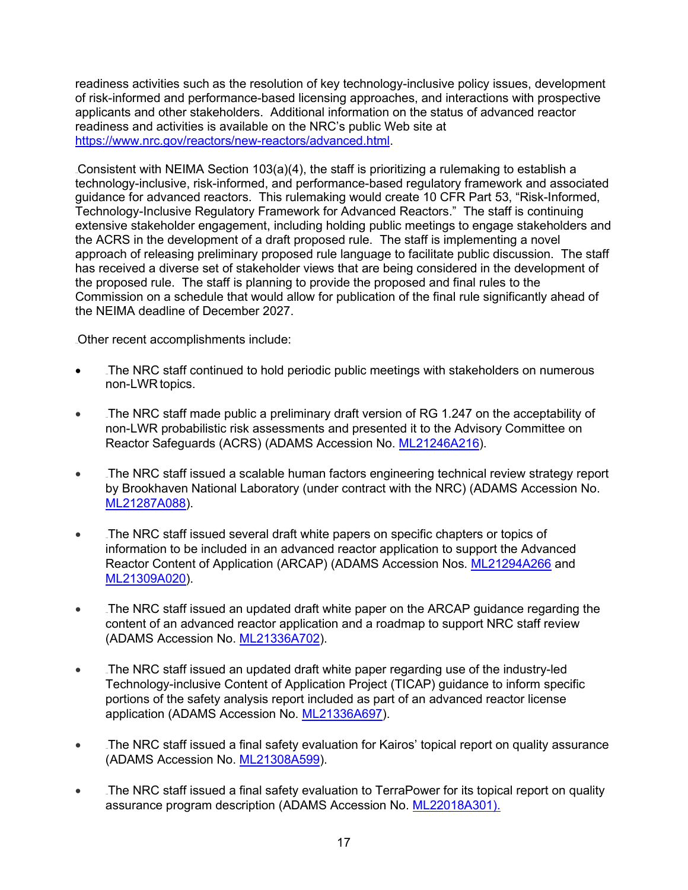readiness activities such as the resolution of key technology-inclusive policy issues, development of risk-informed and performance-based licensing approaches, and interactions with prospective applicants and other stakeholders. Additional information on the status of advanced reactor readiness and activities is available on the NRC's public Web site at https://www.nrc.gov/reactors/new-reactors/advanced.html.

Consistent with NEIMA Section 103(a)(4), the staff is prioritizing a rulemaking to establish a technology-inclusive, risk-informed, and performance-based regulatory framework and associated guidance for advanced reactors. This rulemaking would create 10 CFR Part 53, "Risk-Informed, Technology-Inclusive Regulatory Framework for Advanced Reactors." The staff is continuing extensive stakeholder engagement, including holding public meetings to engage stakeholders and the ACRS in the development of a draft proposed rule. The staff is implementing a novel approach of releasing preliminary proposed rule language to facilitate public discussion. The staff has received a diverse set of stakeholder views that are being considered in the development of the proposed rule. The staff is planning to provide the proposed and final rules to the Commission on a schedule that would allow for publication of the final rule significantly ahead of the NEIMA deadline of December 2027.

Other recent accomplishments include:

- The NRC staff continued to hold periodic public meetings with stakeholders on numerous non-LWR topics.
- The NRC staff made public a preliminary draft version of RG 1.247 on the acceptability of non-LWR probabilistic risk assessments and presented it to the Advisory Committee on Reactor Safeguards (ACRS) (ADAMS Accession No. ML21246A216).
- The NRC staff issued a scalable human factors engineering technical review strategy report by Brookhaven National Laboratory (under contract with the NRC) (ADAMS Accession No. ML21287A088).
- The NRC staff issued several draft white papers on specific chapters or topics of information to be included in an advanced reactor application to support the Advanced Reactor Content of Application (ARCAP) (ADAMS Accession Nos. ML21294A266 and ML21309A020).
- The NRC staff issued an updated draft white paper on the ARCAP guidance regarding the content of an advanced reactor application and a roadmap to support NRC staff review (ADAMS Accession No. ML21336A702).
- The NRC staff issued an updated draft white paper regarding use of the industry-led Technology-inclusive Content of Application Project (TICAP) guidance to inform specific portions of the safety analysis report included as part of an advanced reactor license application (ADAMS Accession No. ML21336A697).
- The NRC staff issued a final safety evaluation for Kairos' topical report on quality assurance (ADAMS Accession No. ML21308A599).
- The NRC staff issued a final safety evaluation to TerraPower for its topical report on quality assurance program description (ADAMS Accession No. ML22018A301).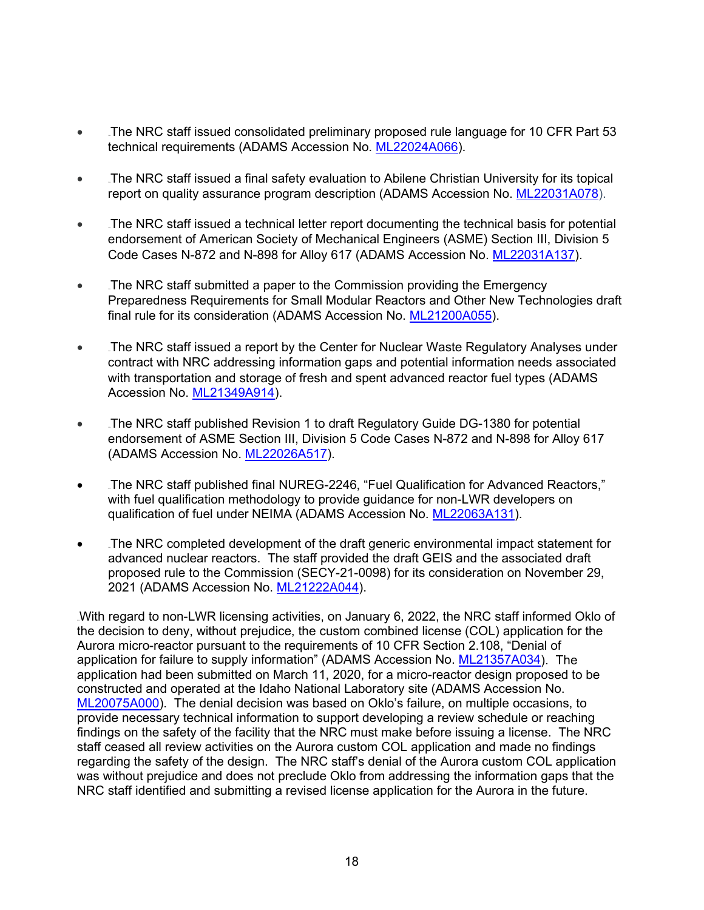- The NRC staff issued consolidated preliminary proposed rule language for 10 CFR Part 53 technical requirements (ADAMS Accession No. ML22024A066).

- The NRC staff issued a final safety evaluation to Abilene Christian University for its topical report on quality assurance program description (ADAMS Accession No. ML22031A078).

- The NRC staff issued a technical letter report documenting the technical basis for potential endorsement of American Society of Mechanical Engineers (ASME) Section III, Division 5 Code Cases N-872 and N-898 for Alloy 617 (ADAMS Accession No. ML22031A137).

- The NRC staff submitted a paper to the Commission providing the Emergency Preparedness Requirements for Small Modular Reactors and Other New Technologies draft final rule for its consideration (ADAMS Accession No. ML21200A055).

- The NRC staff issued a report by the Center for Nuclear Waste Regulatory Analyses under contract with NRC addressing information gaps and potential information needs associated with transportation and storage of fresh and spent advanced reactor fuel types (ADAMS Accession No. ML21349A914).

- The NRC staff published Revision 1 to draft Regulatory Guide DG-1380 for potential endorsement of ASME Section III, Division 5 Code Cases N-872 and N-898 for Alloy 617 (ADAMS Accession No. ML22026A517).

- The NRC staff published final NUREG-2246, "Fuel Qualification for Advanced Reactors," with fuel qualification methodology to provide guidance for non-LWR developers on qualification of fuel under NEIMA (ADAMS Accession No. ML22063A131).

- The NRC completed development of the draft generic environmental impact statement for advanced nuclear reactors. The staff provided the draft GEIS and the associated draft proposed rule to the Commission (SECY-21-0098) for its consideration on November 29, 2021 (ADAMS Accession No. ML21222A044).

With regard to non-LWR licensing activities, on January 6, 2022, the NRC staff informed Oklo of the decision to deny, without prejudice, the custom combined license (COL) application for the Aurora micro-reactor pursuant to the requirements of 10 CFR Section 2.108, "Denial of application for failure to supply information" (ADAMS Accession No. ML21357A034). The application had been submitted on March 11, 2020, for a micro-reactor design proposed to be constructed and operated at the Idaho National Laboratory site (ADAMS Accession No. ML20075A000). The denial decision was based on Oklo's failure, on multiple occasions, to provide necessary technical information to support developing a review schedule or reaching findings on the safety of the facility that the NRC must make before issuing a license. The NRC staff ceased all review activities on the Aurora custom COL application and made no findings regarding the safety of the design. The NRC staff's denial of the Aurora custom COL application was without prejudice and does not preclude Oklo from addressing the information gaps that the NRC staff identified and submitting a revised license application for the Aurora in the future.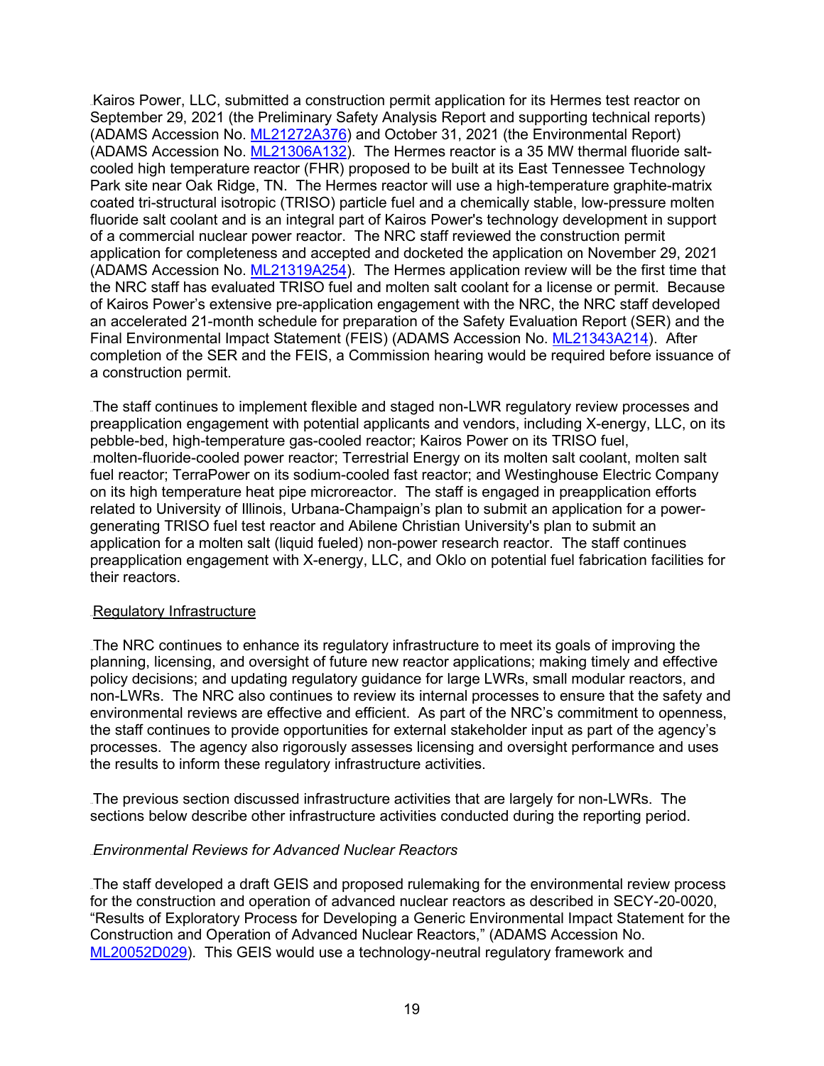Kairos Power, LLC, submitted a construction permit application for its Hermes test reactor on September 29, 2021 (the Preliminary Safety Analysis Report and supporting technical reports) (ADAMS Accession No. ML21272A376) and October 31, 2021 (the Environmental Report) (ADAMS Accession No. ML21306A132). The Hermes reactor is a 35 MW thermal fluoride salt-cooled high temperature reactor (FHR) proposed to be built at its East Tennessee Technology Park site near Oak Ridge, TN. The Hermes reactor will use a high-temperature graphite-matrix coated tri-structural isotropic (TRISO) particle fuel and a chemically stable, low-pressure molten fluoride salt coolant and is an integral part of Kairos Power's technology development in support of a commercial nuclear power reactor. The NRC staff reviewed the construction permit application for completeness and accepted and docketed the application on November 29, 2021 (ADAMS Accession No. ML21319A254). The Hermes application review will be the first time that the NRC staff has evaluated TRISO fuel and molten salt coolant for a license or permit. Because of Kairos Power's extensive pre-application engagement with the NRC, the NRC staff developed an accelerated 21-month schedule for preparation of the Safety Evaluation Report (SER) and the Final Environmental Impact Statement (FEIS) (ADAMS Accession No. ML21343A214). After completion of the SER and the FEIS, a Commission hearing would be required before issuance of a construction permit.

The staff continues to implement flexible and staged non-LWR regulatory review processes and preapplication engagement with potential applicants and vendors, including X-energy, LLC, on its pebble-bed, high-temperature gas-cooled reactor; Kairos Power on its TRISO fuel, molten-fluoride-cooled power reactor; Terrestrial Energy on its molten salt coolant, molten salt fuel reactor; TerraPower on its sodium-cooled fast reactor; and Westinghouse Electric Company on its high temperature heat pipe microreactor. The staff is engaged in preapplication efforts related to University of Illinois, Urbana-Champaign's plan to submit an application for a power-generating TRISO fuel test reactor and Abilene Christian University's plan to submit an application for a molten salt (liquid fueled) non-power research reactor. The staff continues preapplication engagement with X-energy, LLC, and Oklo on potential fuel fabrication facilities for their reactors.

## Regulatory Infrastructure

The NRC continues to enhance its regulatory infrastructure to meet its goals of improving the planning, licensing, and oversight of future new reactor applications; making timely and effective policy decisions; and updating regulatory guidance for large LWRs, small modular reactors, and non-LWRs. The NRC also continues to review its internal processes to ensure that the safety and environmental reviews are effective and efficient. As part of the NRC's commitment to openness, the staff continues to provide opportunities for external stakeholder input as part of the agency's processes. The agency also rigorously assesses licensing and oversight performance and uses the results to inform these regulatory infrastructure activities.

The previous section discussed infrastructure activities that are largely for non-LWRs. The sections below describe other infrastructure activities conducted during the reporting period.

### *Environmental Reviews for Advanced Nuclear Reactors*

The staff developed a draft GEIS and proposed rulemaking for the environmental review process for the construction and operation of advanced nuclear reactors as described in SECY-20-0020, "Results of Exploratory Process for Developing a Generic Environmental Impact Statement for the Construction and Operation of Advanced Nuclear Reactors," (ADAMS Accession No. ML20052D029). This GEIS would use a technology-neutral regulatory framework and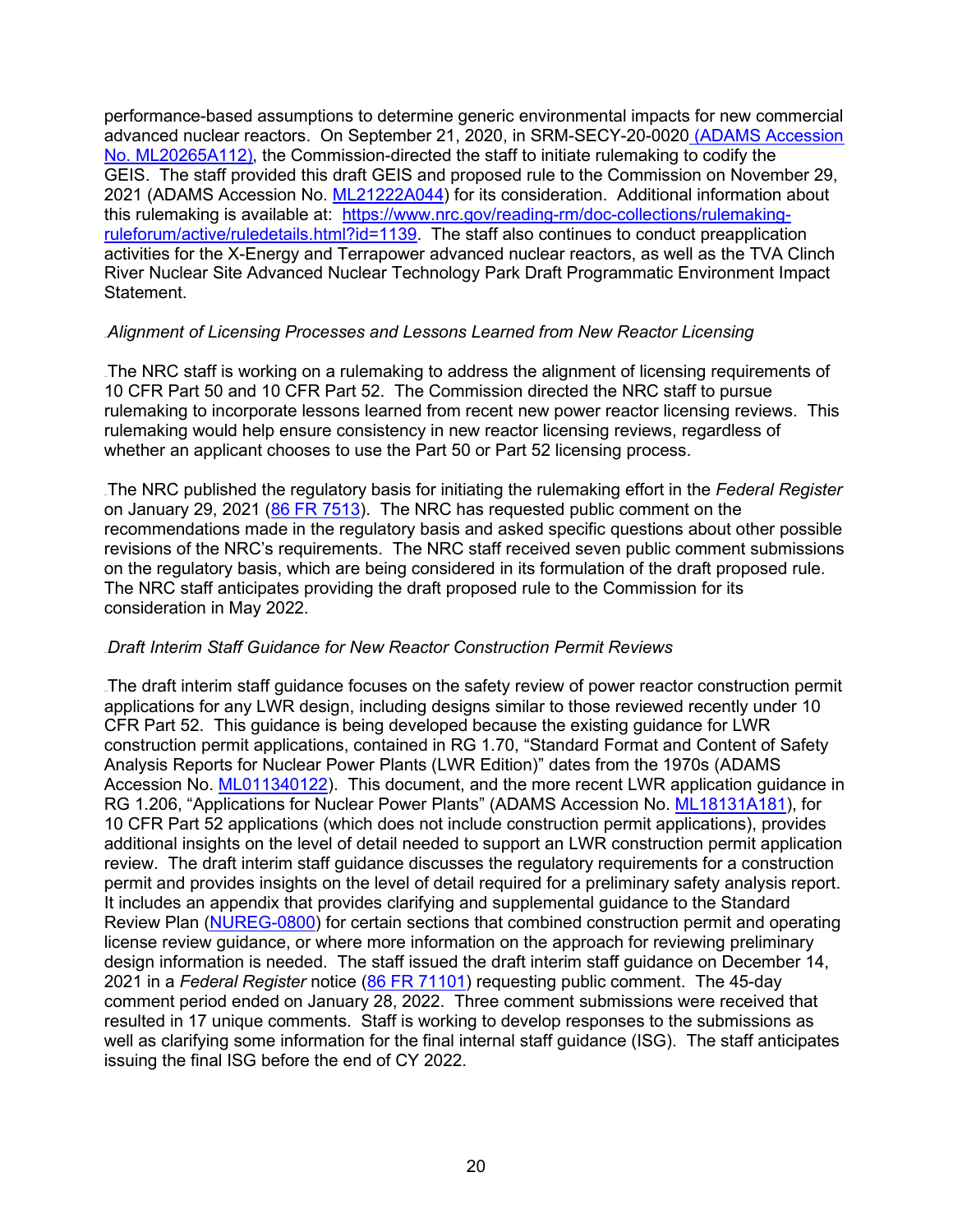performance-based assumptions to determine generic environmental impacts for new commercial advanced nuclear reactors. On September 21, 2020, in SRM-SECY-20-0020 (ADAMS Accession No. ML20265A112), the Commission-directed the staff to initiate rulemaking to codify the GEIS. The staff provided this draft GEIS and proposed rule to the Commission on November 29, 2021 (ADAMS Accession No. ML21222A044) for its consideration. Additional information about this rulemaking is available at: https://www.nrc.gov/reading-rm/doc-collections/rulemaking-ruleforum/active/ruledetails.html?id=1139. The staff also continues to conduct preapplication activities for the X-Energy and Terrapower advanced nuclear reactors, as well as the TVA Clinch River Nuclear Site Advanced Nuclear Technology Park Draft Programmatic Environment Impact Statement.

*Alignment of Licensing Processes and Lessons Learned from New Reactor Licensing*

The NRC staff is working on a rulemaking to address the alignment of licensing requirements of 10 CFR Part 50 and 10 CFR Part 52. The Commission directed the NRC staff to pursue rulemaking to incorporate lessons learned from recent new power reactor licensing reviews. This rulemaking would help ensure consistency in new reactor licensing reviews, regardless of whether an applicant chooses to use the Part 50 or Part 52 licensing process.

The NRC published the regulatory basis for initiating the rulemaking effort in the *Federal Register* on January 29, 2021 (86 FR 7513). The NRC has requested public comment on the recommendations made in the regulatory basis and asked specific questions about other possible revisions of the NRC's requirements. The NRC staff received seven public comment submissions on the regulatory basis, which are being considered in its formulation of the draft proposed rule. The NRC staff anticipates providing the draft proposed rule to the Commission for its consideration in May 2022.

*Draft Interim Staff Guidance for New Reactor Construction Permit Reviews*

The draft interim staff guidance focuses on the safety review of power reactor construction permit applications for any LWR design, including designs similar to those reviewed recently under 10 CFR Part 52. This guidance is being developed because the existing guidance for LWR construction permit applications, contained in RG 1.70, "Standard Format and Content of Safety Analysis Reports for Nuclear Power Plants (LWR Edition)" dates from the 1970s (ADAMS Accession No. ML011340122). This document, and the more recent LWR application guidance in RG 1.206, "Applications for Nuclear Power Plants" (ADAMS Accession No. ML18131A181), for 10 CFR Part 52 applications (which does not include construction permit applications), provides additional insights on the level of detail needed to support an LWR construction permit application review. The draft interim staff guidance discusses the regulatory requirements for a construction permit and provides insights on the level of detail required for a preliminary safety analysis report. It includes an appendix that provides clarifying and supplemental guidance to the Standard Review Plan (NUREG-0800) for certain sections that combined construction permit and operating license review guidance, or where more information on the approach for reviewing preliminary design information is needed. The staff issued the draft interim staff guidance on December 14, 2021 in a *Federal Register* notice (86 FR 71101) requesting public comment. The 45-day comment period ended on January 28, 2022. Three comment submissions were received that resulted in 17 unique comments. Staff is working to develop responses to the submissions as well as clarifying some information for the final internal staff guidance (ISG). The staff anticipates issuing the final ISG before the end of CY 2022.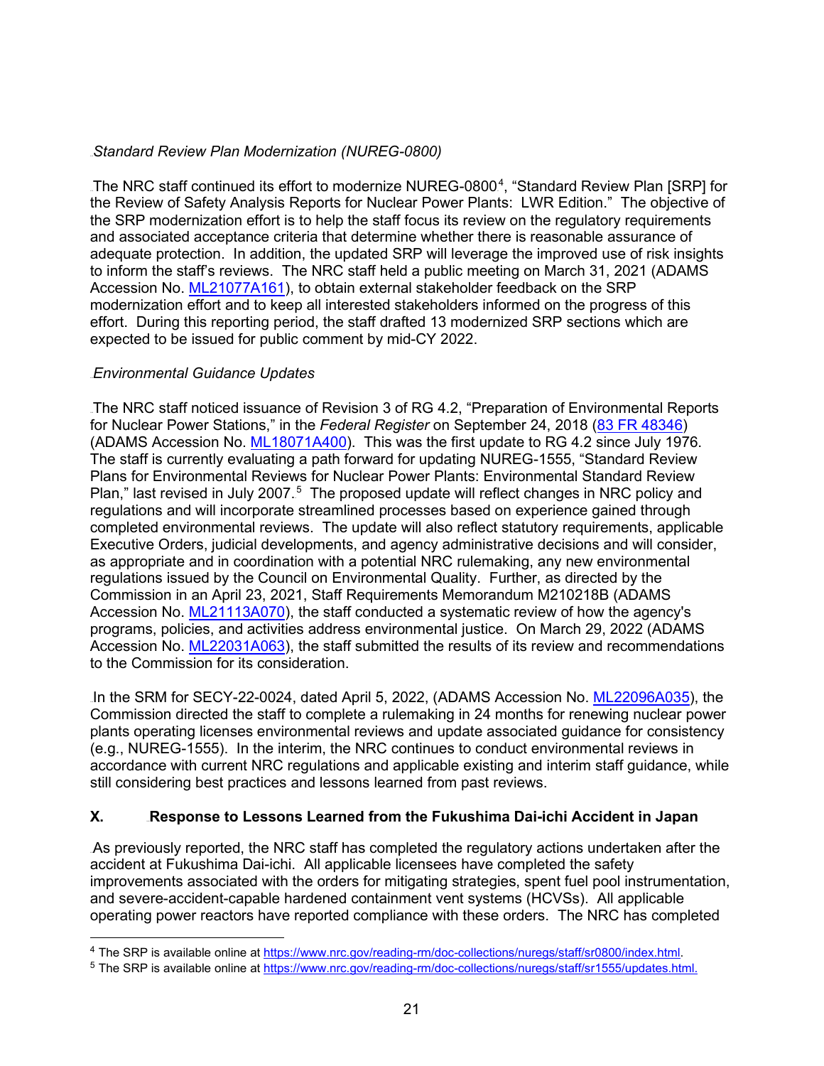*Standard Review Plan Modernization (NUREG-0800)*

The NRC staff continued its effort to modernize NUREG-0800[4], "Standard Review Plan [SRP] for the Review of Safety Analysis Reports for Nuclear Power Plants: LWR Edition." The objective of the SRP modernization effort is to help the staff focus its review on the regulatory requirements and associated acceptance criteria that determine whether there is reasonable assurance of adequate protection. In addition, the updated SRP will leverage the improved use of risk insights to inform the staff's reviews. The NRC staff held a public meeting on March 31, 2021 (ADAMS Accession No. ML21077A161), to obtain external stakeholder feedback on the SRP modernization effort and to keep all interested stakeholders informed on the progress of this effort. During this reporting period, the staff drafted 13 modernized SRP sections which are expected to be issued for public comment by mid-CY 2022.

*Environmental Guidance Updates*

The NRC staff noticed issuance of Revision 3 of RG 4.2, "Preparation of Environmental Reports for Nuclear Power Stations," in the *Federal Register* on September 24, 2018 (83 FR 48346) (ADAMS Accession No. ML18071A400). This was the first update to RG 4.2 since July 1976. The staff is currently evaluating a path forward for updating NUREG-1555, "Standard Review Plans for Environmental Reviews for Nuclear Power Plants: Environmental Standard Review Plan," last revised in July 2007.[5] The proposed update will reflect changes in NRC policy and regulations and will incorporate streamlined processes based on experience gained through completed environmental reviews. The update will also reflect statutory requirements, applicable Executive Orders, judicial developments, and agency administrative decisions and will consider, as appropriate and in coordination with a potential NRC rulemaking, any new environmental regulations issued by the Council on Environmental Quality. Further, as directed by the Commission in an April 23, 2021, Staff Requirements Memorandum M210218B (ADAMS Accession No. ML21113A070), the staff conducted a systematic review of how the agency's programs, policies, and activities address environmental justice. On March 29, 2022 (ADAMS Accession No. ML22031A063), the staff submitted the results of its review and recommendations to the Commission for its consideration.

In the SRM for SECY-22-0024, dated April 5, 2022, (ADAMS Accession No. ML22096A035), the Commission directed the staff to complete a rulemaking in 24 months for renewing nuclear power plants operating licenses environmental reviews and update associated guidance for consistency (e.g., NUREG-1555). In the interim, the NRC continues to conduct environmental reviews in accordance with current NRC regulations and applicable existing and interim staff guidance, while still considering best practices and lessons learned from past reviews.

## X. Response to Lessons Learned from the Fukushima Dai-ichi Accident in Japan

As previously reported, the NRC staff has completed the regulatory actions undertaken after the accident at Fukushima Dai-ichi. All applicable licensees have completed the safety improvements associated with the orders for mitigating strategies, spent fuel pool instrumentation, and severe-accident-capable hardened containment vent systems (HCVSs). All applicable operating power reactors have reported compliance with these orders. The NRC has completed

---

[4] The SRP is available online at https://www.nrc.gov/reading-rm/doc-collections/nuregs/staff/sr0800/index.html.

[5] The SRP is available online at https://www.nrc.gov/reading-rm/doc-collections/nuregs/staff/sr1555/updates.html.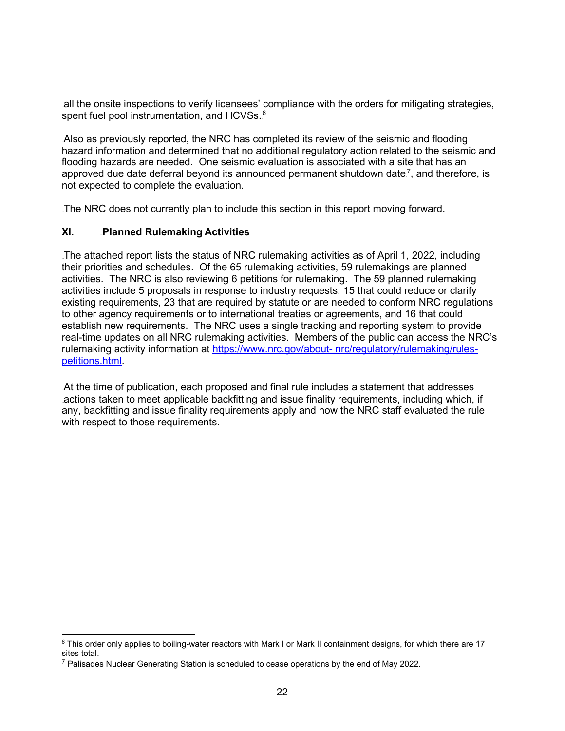all the onsite inspections to verify licensees' compliance with the orders for mitigating strategies, spent fuel pool instrumentation, and HCVSs.[6]

Also as previously reported, the NRC has completed its review of the seismic and flooding hazard information and determined that no additional regulatory action related to the seismic and flooding hazards are needed. One seismic evaluation is associated with a site that has an approved due date deferral beyond its announced permanent shutdown date[7], and therefore, is not expected to complete the evaluation.

The NRC does not currently plan to include this section in this report moving forward.

## XI. Planned Rulemaking Activities

The attached report lists the status of NRC rulemaking activities as of April 1, 2022, including their priorities and schedules. Of the 65 rulemaking activities, 59 rulemakings are planned activities. The NRC is also reviewing 6 petitions for rulemaking. The 59 planned rulemaking activities include 5 proposals in response to industry requests, 15 that could reduce or clarify existing requirements, 23 that are required by statute or are needed to conform NRC regulations to other agency requirements or to international treaties or agreements, and 16 that could establish new requirements. The NRC uses a single tracking and reporting system to provide real-time updates on all NRC rulemaking activities. Members of the public can access the NRC's rulemaking activity information at [https://www.nrc.gov/about- nrc/regulatory/rulemaking/rules-petitions.html](https://www.nrc.gov/about-nrc/regulatory/rulemaking/rules-petitions.html).

At the time of publication, each proposed and final rule includes a statement that addresses actions taken to meet applicable backfitting and issue finality requirements, including which, if any, backfitting and issue finality requirements apply and how the NRC staff evaluated the rule with respect to those requirements.

---

[6] This order only applies to boiling-water reactors with Mark I or Mark II containment designs, for which there are 17 sites total.

[7] Palisades Nuclear Generating Station is scheduled to cease operations by the end of May 2022.